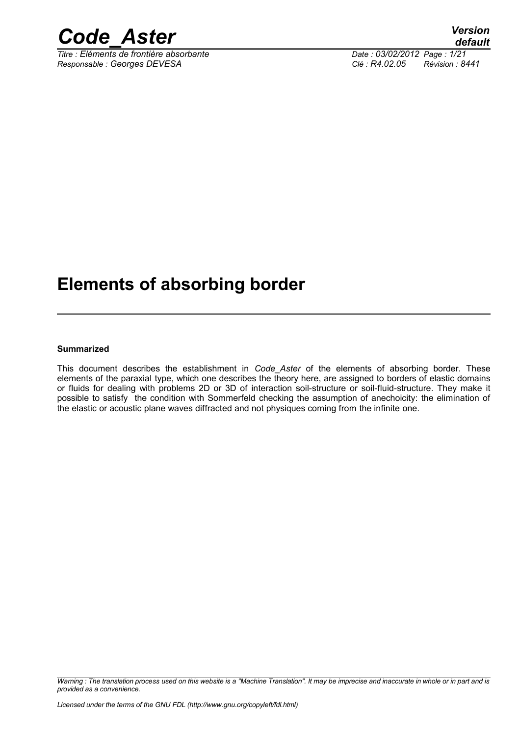# Elements of absorbing border

**Summarized**

This document describes the establishment in *Code_Aster* of the elements of absorbing border. These elements of the paraxial type, which one describes the theory here, are assigned to borders of elastic domains or fluids for dealing with problems 2D or 3D of interaction soil-structure or soil-fluid-structure. They make it possible to satisfy the condition with Sommerfeld checking the assumption of anechoicity: the elimination of the elastic or acoustic plane waves diffracted and not physiques coming from the infinite one.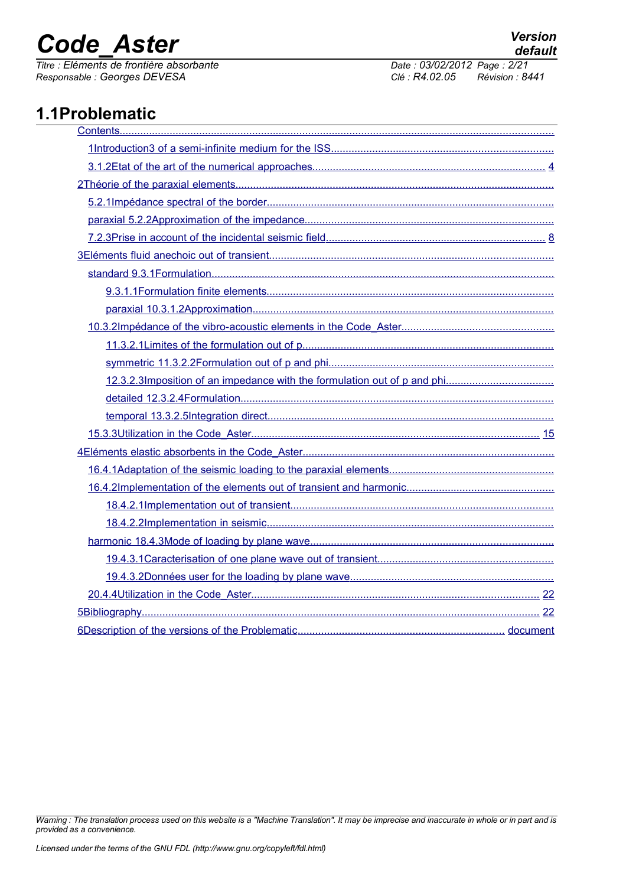## 1.1Problematic

Contents

1Introduction3 of a semi-infinite medium for the ISS

3.1.2Etat of the art of the numerical approaches 4

2Théorie of the paraxial elements

5.2.1Impédance spectral of the border

paraxial 5.2.2Approximation of the impedance

7.2.3Prise in account of the incidental seismic field 8

3Eléments fluid anechoic out of transient

standard 9.3.1Formulation

9.3.1.1Formulation finite elements

paraxial 10.3.1.2Approximation

10.3.2Impédance of the vibro-acoustic elements in the Code_Aster

11.3.2.1Limites of the formulation out of p

symmetric 11.3.2.2Formulation out of p and phi

12.3.2.3Imposition of an impedance with the formulation out of p and phi

detailed 12.3.2.4Formulation

temporal 13.3.2.5Integration direct

15.3.3Utilization in the Code_Aster 15

4Eléments elastic absorbents in the Code_Aster

16.4.1Adaptation of the seismic loading to the paraxial elements

16.4.2Implementation of the elements out of transient and harmonic

18.4.2.1Implementation out of transient

18.4.2.2Implementation in seismic

harmonic 18.4.3Mode of loading by plane wave

19.4.3.1Caracterisation of one plane wave out of transient

19.4.3.2Données user for the loading by plane wave

20.4.4Utilization in the Code_Aster 22

5Bibliography 22

6Description of the versions of the Problematic document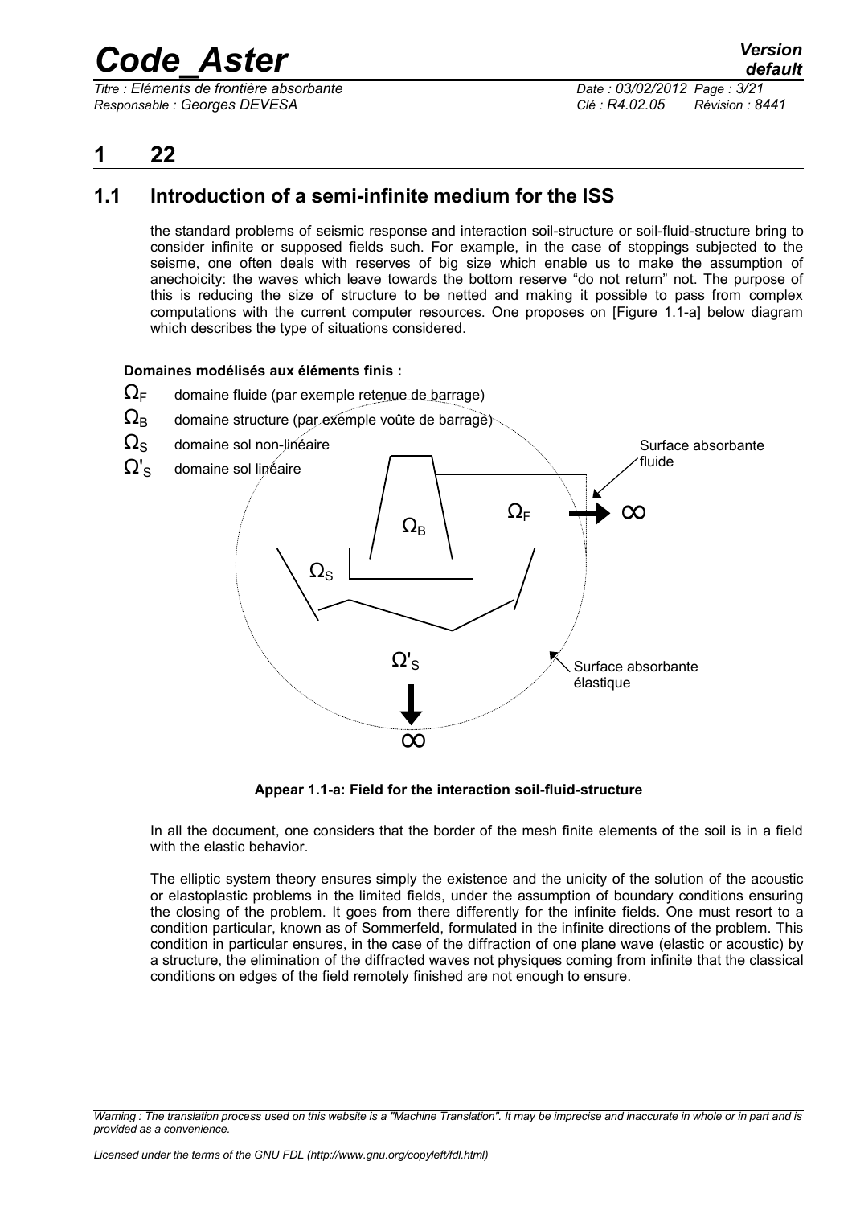# 1 22

## 1.1 Introduction of a semi-infinite medium for the ISS

the standard problems of seismic response and interaction soil-structure or soil-fluid-structure bring to consider infinite or supposed fields such. For example, in the case of stoppings subjected to the seisme, one often deals with reserves of big size which enable us to make the assumption of anechoicity: the waves which leave towards the bottom reserve "do not return" not. The purpose of this is reducing the size of structure to be netted and making it possible to pass from complex computations with the current computer resources. One proposes on [Figure 1.1-a] below diagram which describes the type of situations considered.

**Domaines modélisés aux éléments finis :**

$\Omega_F$ domaine fluide (par exemple retenue de barrage)

$\Omega_B$ domaine structure (par exemple voûte de barrage)

$\Omega_S$ domaine sol non-linéaire

$\Omega'_S$ domaine sol linéaire

Surface absorbante fluide

Surface absorbante élastique

**Appear 1.1-a: Field for the interaction soil-fluid-structure**

In all the document, one considers that the border of the mesh finite elements of the soil is in a field with the elastic behavior.

The elliptic system theory ensures simply the existence and the unicity of the solution of the acoustic or elastoplastic problems in the limited fields, under the assumption of boundary conditions ensuring the closing of the problem. It goes from there differently for the infinite fields. One must resort to a condition particular, known as of Sommerfeld, formulated in the infinite directions of the problem. This condition in particular ensures, in the case of the diffraction of one plane wave (elastic or acoustic) by a structure, the elimination of the diffracted waves not physiques coming from infinite that the classical conditions on edges of the field remotely finished are not enough to ensure.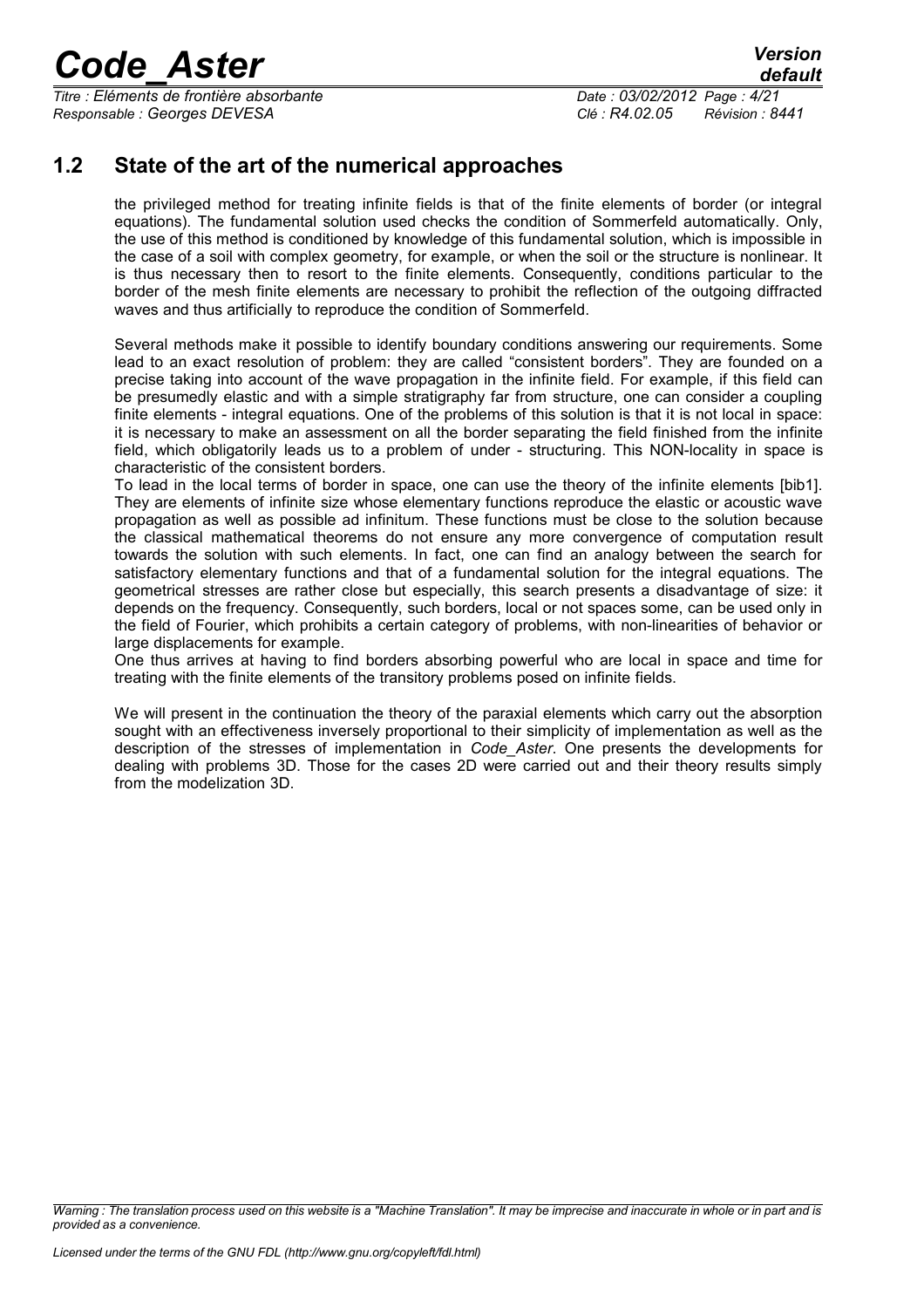## 1.2 State of the art of the numerical approaches

the privileged method for treating infinite fields is that of the finite elements of border (or integral equations). The fundamental solution used checks the condition of Sommerfeld automatically. Only, the use of this method is conditioned by knowledge of this fundamental solution, which is impossible in the case of a soil with complex geometry, for example, or when the soil or the structure is nonlinear. It is thus necessary then to resort to the finite elements. Consequently, conditions particular to the border of the mesh finite elements are necessary to prohibit the reflection of the outgoing diffracted waves and thus artificially to reproduce the condition of Sommerfeld.

Several methods make it possible to identify boundary conditions answering our requirements. Some lead to an exact resolution of problem: they are called "consistent borders". They are founded on a precise taking into account of the wave propagation in the infinite field. For example, if this field can be presumedly elastic and with a simple stratigraphy far from structure, one can consider a coupling finite elements - integral equations. One of the problems of this solution is that it is not local in space: it is necessary to make an assessment on all the border separating the field finished from the infinite field, which obligatorily leads us to a problem of under - structuring. This NON-locality in space is characteristic of the consistent borders.
To lead in the local terms of border in space, one can use the theory of the infinite elements [bib1]. They are elements of infinite size whose elementary functions reproduce the elastic or acoustic wave propagation as well as possible ad infinitum. These functions must be close to the solution because the classical mathematical theorems do not ensure any more convergence of computation result towards the solution with such elements. In fact, one can find an analogy between the search for satisfactory elementary functions and that of a fundamental solution for the integral equations. The geometrical stresses are rather close but especially, this search presents a disadvantage of size: it depends on the frequency. Consequently, such borders, local or not spaces some, can be used only in the field of Fourier, which prohibits a certain category of problems, with non-linearities of behavior or large displacements for example.
One thus arrives at having to find borders absorbing powerful who are local in space and time for treating with the finite elements of the transitory problems posed on infinite fields.

We will present in the continuation the theory of the paraxial elements which carry out the absorption sought with an effectiveness inversely proportional to their simplicity of implementation as well as the description of the stresses of implementation in *Code_Aster*. One presents the developments for dealing with problems 3D. Those for the cases 2D were carried out and their theory results simply from the modelization 3D.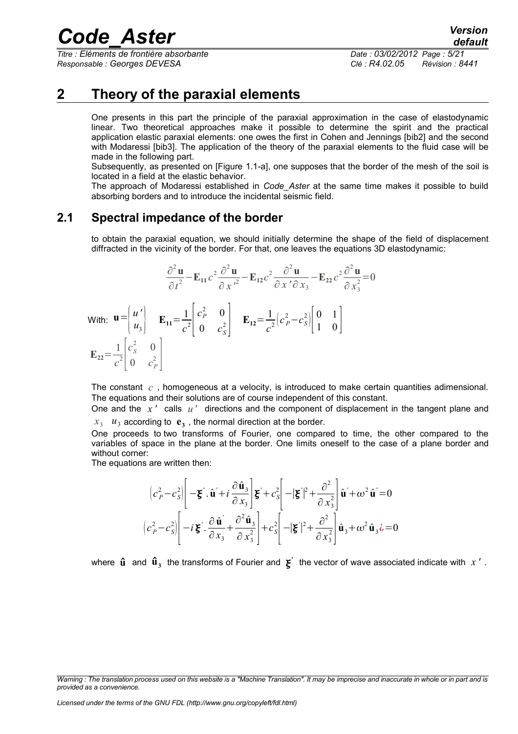# 2 Theory of the paraxial elements

One presents in this part the principle of the paraxial approximation in the case of elastodynamic linear. Two theoretical approaches make it possible to determine the spirit and the practical application elastic paraxial elements: one owes the first in Cohen and Jennings [bib2] and the second with Modaressi [bib3]. The application of the theory of the paraxial elements to the fluid case will be made in the following part.

Subsequently, as presented on [Figure 1.1-a], one supposes that the border of the mesh of the soil is located in a field at the elastic behavior.

The approach of Modaressi established in *Code_Aster* at the same time makes it possible to build absorbing borders and to introduce the incidental seismic field.

## 2.1 Spectral impedance of the border

to obtain the paraxial equation, we should initially determine the shape of the field of displacement diffracted in the vicinity of the border. For that, one leaves the equations 3D elastodynamic:

$$\frac{\partial^2 \mathbf{u}}{\partial t^2} - \mathbf{E_{11}} c^2 \frac{\partial^2 \mathbf{u}}{\partial x'^2} - \mathbf{E_{12}} c^2 \frac{\partial^2 \mathbf{u}}{\partial x' \partial x_3} - \mathbf{E_{22}} c^2 \frac{\partial^2 \mathbf{u}}{\partial x_3^2} = 0$$

With: $\mathbf{u} = \begin{Bmatrix} u' \\ u_3 \end{Bmatrix}$ $\quad \mathbf{E_{11}} = \frac{1}{c^2}\begin{bmatrix} c_P^2 & 0 \\ 0 & c_S^2 \end{bmatrix}$ $\quad \mathbf{E_{12}} = \frac{1}{c^2}\left(c_P^2 - c_S^2\right)\begin{bmatrix} 0 & 1 \\ 1 & 0 \end{bmatrix}$

$\mathbf{E_{22}} = \frac{1}{c^2}\begin{bmatrix} c_S^2 & 0 \\ 0 & c_P^2 \end{bmatrix}$

The constant $c$, homogeneous at a velocity, is introduced to make certain quantities adimensional. The equations and their solutions are of course independent of this constant.

One and the $x'$ calls $u'$ directions and the component of displacement in the tangent plane and $x_3$ $u_3$ according to $\mathbf{e_3}$, the normal direction at the border.

One proceeds to two transforms of Fourier, one compared to time, the other compared to the variables of space in the plane at the border. One limits oneself to the case of a plane border and without corner:

The equations are written then:

$$\left(c_P^2 - c_S^2\right)\left[-\boldsymbol{\xi}' . \hat{\mathbf{u}}' + i \frac{\partial \hat{\mathbf{u}}_3}{\partial x_3}\right]\boldsymbol{\xi}' + c_S^2\left[-|\boldsymbol{\xi}'|^2 + \frac{\partial^2}{\partial x_3^2}\right]\hat{\mathbf{u}}' + \omega^2 \hat{\mathbf{u}}' = 0$$

$$\left(c_P^2 - c_S^2\right)\left[-i \boldsymbol{\xi}' . \frac{\partial \hat{\mathbf{u}}'}{\partial x_3} + \frac{\partial^2 \hat{\mathbf{u}}_3}{\partial x_3^2}\right] + c_S^2\left[-|\boldsymbol{\xi}'|^2 + \frac{\partial^2}{\partial x_3^2}\right]\hat{\mathbf{u}}_3 + \omega^2 \hat{\mathbf{u}}_3 ¿= 0$$

where $\hat{\mathbf{u}}$ and $\hat{\mathbf{u}}_3$ the transforms of Fourier and $\boldsymbol{\xi}'$ the vector of wave associated indicate with $x'$.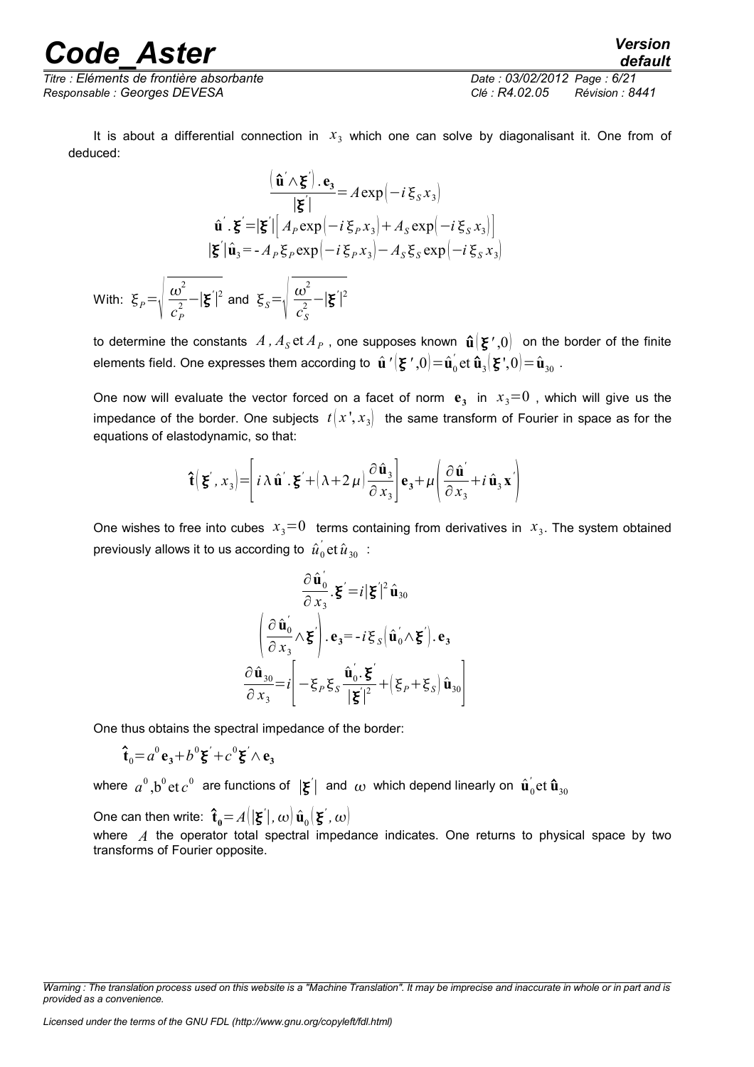It is about a differential connection in $x_3$ which one can solve by diagonalisant it. One from of deduced:

$$\frac{\left(\hat{\mathbf{u}}' \wedge \boldsymbol{\xi}'\right).\mathbf{e_3}}{|\boldsymbol{\xi}'|} = A\exp\left(-i\,\xi_S x_3\right)$$

$$\hat{\mathbf{u}}'.\boldsymbol{\xi}' = |\boldsymbol{\xi}'|\left[A_P \exp\left(-i\,\xi_P x_3\right) + A_S \exp\left(-i\,\xi_S x_3\right)\right]$$

$$|\boldsymbol{\xi}'|\hat{\mathbf{u}}_3 = -A_P\,\xi_P \exp\left(-i\,\xi_P x_3\right) - A_S\,\xi_S \exp\left(-i\,\xi_S x_3\right)$$

With: $\xi_P = \sqrt{\dfrac{\omega^2}{c_P^2} - |\boldsymbol{\xi}'|^2}$ and $\xi_S = \sqrt{\dfrac{\omega^2}{c_S^2} - |\boldsymbol{\xi}'|^2}$

to determine the constants $A, A_S \,\text{et}\, A_P$, one supposes known $\hat{\mathbf{u}}(\boldsymbol{\xi}',0)$ on the border of the finite elements field. One expresses them according to $\hat{\mathbf{u}}'(\boldsymbol{\xi}',0) = \hat{\mathbf{u}}_0' \,\text{et}\, \hat{\mathbf{u}}_3(\boldsymbol{\xi}',0) = \hat{\mathbf{u}}_{30}$.

One now will evaluate the vector forced on a facet of norm $\mathbf{e_3}$ in $x_3 = 0$, which will give us the impedance of the border. One subjects $t(x', x_3)$ the same transform of Fourier in space as for the equations of elastodynamic, so that:

$$\hat{\mathbf{t}}\left(\boldsymbol{\xi}', x_3\right) = \left[i\,\lambda\,\hat{\mathbf{u}}'.\boldsymbol{\xi}' + (\lambda + 2\,\mu)\frac{\partial \hat{\mathbf{u}}_3}{\partial x_3}\right]\mathbf{e_3} + \mu\left(\frac{\partial \hat{\mathbf{u}}'}{\partial x_3} + i\,\hat{\mathbf{u}}_3\,\mathbf{x}'\right)$$

One wishes to free into cubes $x_3 = 0$ terms containing from derivatives in $x_3$. The system obtained previously allows it to us according to $\hat{u}_0' \,\text{et}\, \hat{u}_{30}$ :

$$\frac{\partial \hat{\mathbf{u}}_0'}{\partial x_3}.\boldsymbol{\xi}' = i|\boldsymbol{\xi}'|^2\,\hat{\mathbf{u}}_{30}$$

$$\left(\frac{\partial \hat{\mathbf{u}}_0'}{\partial x_3} \wedge \boldsymbol{\xi}'\right).\mathbf{e_3} = -i\,\xi_S\left(\hat{\mathbf{u}}_0' \wedge \boldsymbol{\xi}'\right).\mathbf{e_3}$$

$$\frac{\partial \hat{\mathbf{u}}_{30}}{\partial x_3} = i\left[-\xi_P\,\xi_S\frac{\hat{\mathbf{u}}_0'.\boldsymbol{\xi}'}{|\boldsymbol{\xi}'|^2} + \left(\xi_P + \xi_S\right)\hat{\mathbf{u}}_{30}\right]$$

One thus obtains the spectral impedance of the border:

$$\hat{\mathbf{t}}_0 = a^0\,\mathbf{e_3} + b^0\,\boldsymbol{\xi}' + c^0\,\boldsymbol{\xi}' \wedge \mathbf{e_3}$$

where $a^0, b^0 \,\text{et}\, c^0$ are functions of $|\boldsymbol{\xi}'|$ and $\omega$ which depend linearly on $\hat{\mathbf{u}}_0' \,\text{et}\, \hat{\mathbf{u}}_{30}$

One can then write: $\hat{\mathbf{t}}_0 = A\left(|\boldsymbol{\xi}'|, \omega\right)\hat{\mathbf{u}}_0\left(\boldsymbol{\xi}', \omega\right)$

where $A$ the operator total spectral impedance indicates. One returns to physical space by two transforms of Fourier opposite.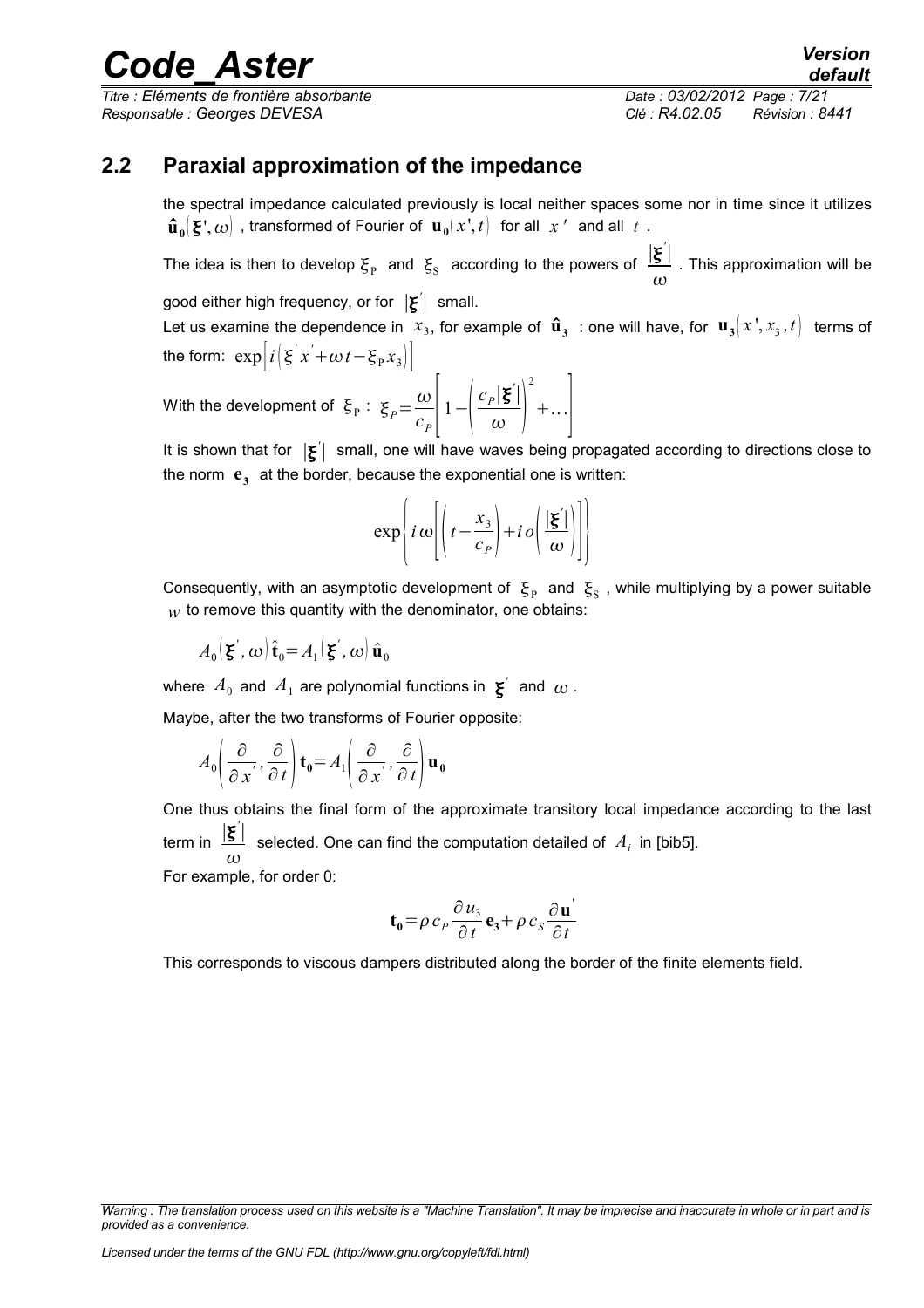## 2.2 Paraxial approximation of the impedance

the spectral impedance calculated previously is local neither spaces some nor in time since it utilizes $\hat{\mathbf{u}}_\mathbf{0}(\boldsymbol{\xi}', \omega)$ , transformed of Fourier of $\mathbf{u}_\mathbf{0}(x', t)$ for all $x'$ and all $t$ .

The idea is then to develop $\xi_\mathrm{P}$ and $\xi_\mathrm{S}$ according to the powers of $\dfrac{|\boldsymbol{\xi}'|}{\omega}$ . This approximation will be good either high frequency, or for $|\boldsymbol{\xi}'|$ small.

Let us examine the dependence in $x_3$, for example of $\hat{\mathbf{u}}_\mathbf{3}$ : one will have, for $\mathbf{u}_\mathbf{3}(x', x_3, t)$ terms of the form: $\exp\left[i\left(\xi' x' + \omega t - \xi_\mathrm{P} x_3\right)\right]$

With the development of $\xi_\mathrm{P}$ : $\xi_P = \dfrac{\omega}{c_P}\left[1 - \left(\dfrac{c_P|\boldsymbol{\xi}'|}{\omega}\right)^2 + \ldots\right]$

It is shown that for $|\boldsymbol{\xi}'|$ small, one will have waves being propagated according to directions close to the norm $\mathbf{e}_\mathbf{3}$ at the border, because the exponential one is written:

$$\exp\left\{i\omega\left[\left(t - \frac{x_3}{c_P}\right) + i\,o\left(\frac{|\boldsymbol{\xi}'|}{\omega}\right)\right]\right\}$$

Consequently, with an asymptotic development of $\xi_\mathrm{P}$ and $\xi_\mathrm{S}$ , while multiplying by a power suitable $w$ to remove this quantity with the denominator, one obtains:

$$A_0\left(\boldsymbol{\xi}', \omega\right)\hat{\mathbf{t}}_0 = A_1\left(\boldsymbol{\xi}', \omega\right)\hat{\mathbf{u}}_0$$

where $A_0$ and $A_1$ are polynomial functions in $\boldsymbol{\xi}'$ and $\omega$ .

Maybe, after the two transforms of Fourier opposite:

$$A_0\left(\frac{\partial}{\partial x'}, \frac{\partial}{\partial t}\right)\mathbf{t}_\mathbf{0} = A_1\left(\frac{\partial}{\partial x'}, \frac{\partial}{\partial t}\right)\mathbf{u}_\mathbf{0}$$

One thus obtains the final form of the approximate transitory local impedance according to the last term in $\dfrac{|\boldsymbol{\xi}'|}{\omega}$ selected. One can find the computation detailed of $A_i$ in [bib5].

For example, for order 0:

$$\mathbf{t}_\mathbf{0} = \rho\, c_P \frac{\partial u_3}{\partial t}\mathbf{e}_\mathbf{3} + \rho\, c_S \frac{\partial \mathbf{u}'}{\partial t}$$

This corresponds to viscous dampers distributed along the border of the finite elements field.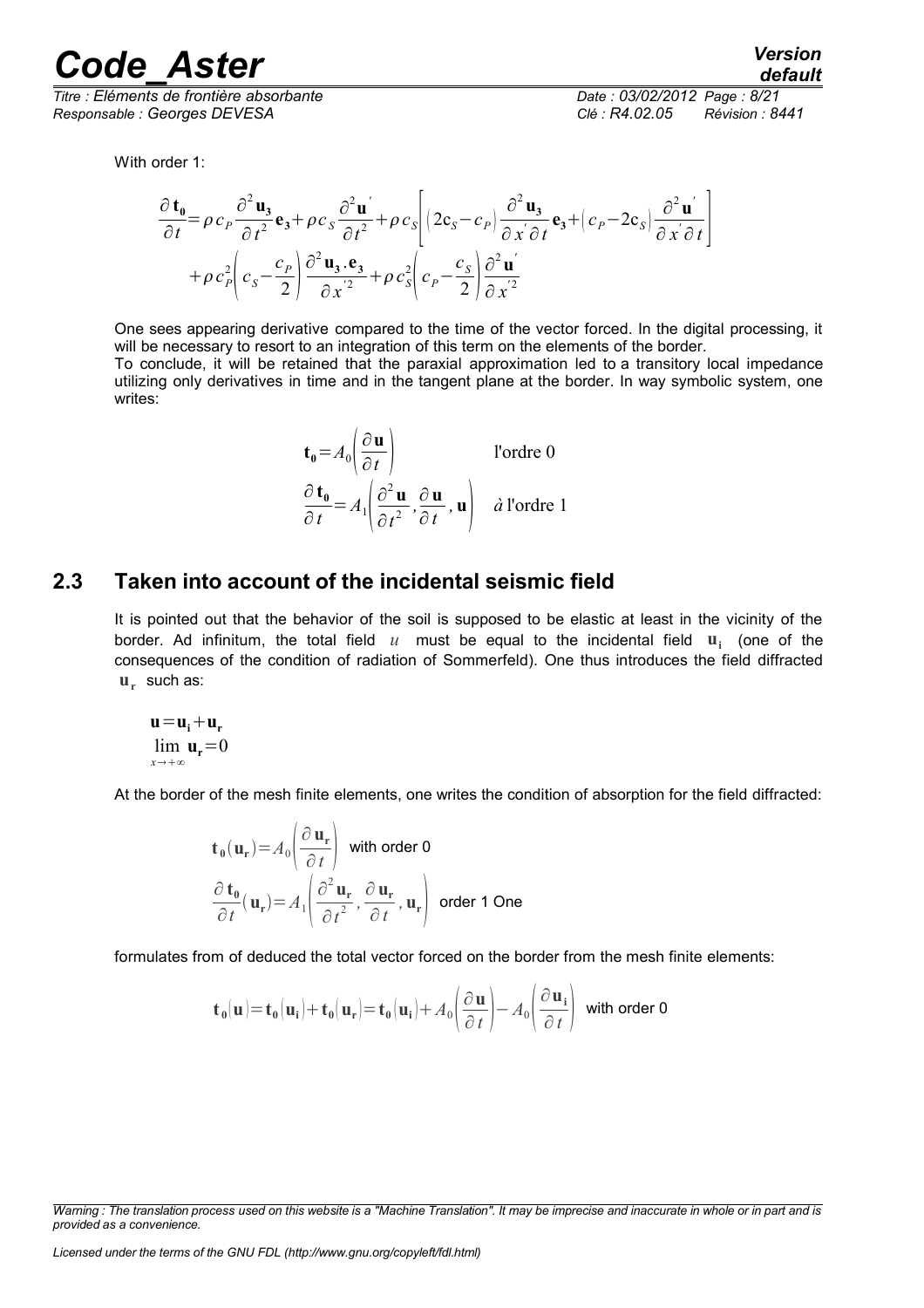With order 1:

$$\frac{\partial \mathbf{t_0}}{\partial t}=\rho c_P \frac{\partial^2 \mathbf{u_3}}{\partial t^2}\mathbf{e_3}+\rho c_S \frac{\partial^2 \mathbf{u}'}{\partial t^2}+\rho c_S\left[(2c_S-c_P)\frac{\partial^2 \mathbf{u_3}}{\partial x' \partial t}\mathbf{e_3}+(c_P-2c_S)\frac{\partial^2 \mathbf{u}'}{\partial x' \partial t}\right]$$
$$+\rho c_P^2\left(c_S-\frac{c_P}{2}\right)\frac{\partial^2 \mathbf{u_3}.\mathbf{e_3}}{\partial x'^2}+\rho c_S^2\left(c_P-\frac{c_S}{2}\right)\frac{\partial^2 \mathbf{u}'}{\partial x'^2}$$

One sees appearing derivative compared to the time of the vector forced. In the digital processing, it will be necessary to resort to an integration of this term on the elements of the border.

To conclude, it will be retained that the paraxial approximation led to a transitory local impedance utilizing only derivatives in time and in the tangent plane at the border. In way symbolic system, one writes:

$$\mathbf{t_0}=A_0\left(\frac{\partial \mathbf{u}}{\partial t}\right) \qquad \text{l'ordre 0}$$
$$\frac{\partial \mathbf{t_0}}{\partial t}=A_1\left(\frac{\partial^2 \mathbf{u}}{\partial t^2},\frac{\partial \mathbf{u}}{\partial t},\mathbf{u}\right) \quad \textit{à} \text{ l'ordre 1}$$

## 2.3 Taken into account of the incidental seismic field

It is pointed out that the behavior of the soil is supposed to be elastic at least in the vicinity of the border. Ad infinitum, the total field $u$ must be equal to the incidental field $\mathbf{u_i}$ (one of the consequences of the condition of radiation of Sommerfeld). One thus introduces the field diffracted $\mathbf{u_r}$ such as:

$$\mathbf{u}=\mathbf{u_i}+\mathbf{u_r}$$
$$\lim_{x\to+\infty}\mathbf{u_r}=0$$

At the border of the mesh finite elements, one writes the condition of absorption for the field diffracted:

$$\mathbf{t_0}(\mathbf{u_r})=A_0\left(\frac{\partial \mathbf{u_r}}{\partial t}\right) \quad \text{with order 0}$$
$$\frac{\partial \mathbf{t_0}}{\partial t}(\mathbf{u_r})=A_1\left(\frac{\partial^2 \mathbf{u_r}}{\partial t^2},\frac{\partial \mathbf{u_r}}{\partial t},\mathbf{u_r}\right) \quad \text{order 1 One}$$

formulates from of deduced the total vector forced on the border from the mesh finite elements:

$$\mathbf{t_0}(\mathbf{u})=\mathbf{t_0}(\mathbf{u_i})+\mathbf{t_0}(\mathbf{u_r})=\mathbf{t_0}(\mathbf{u_i})+A_0\left(\frac{\partial \mathbf{u}}{\partial t}\right)-A_0\left(\frac{\partial \mathbf{u_i}}{\partial t}\right) \quad \text{with order 0}$$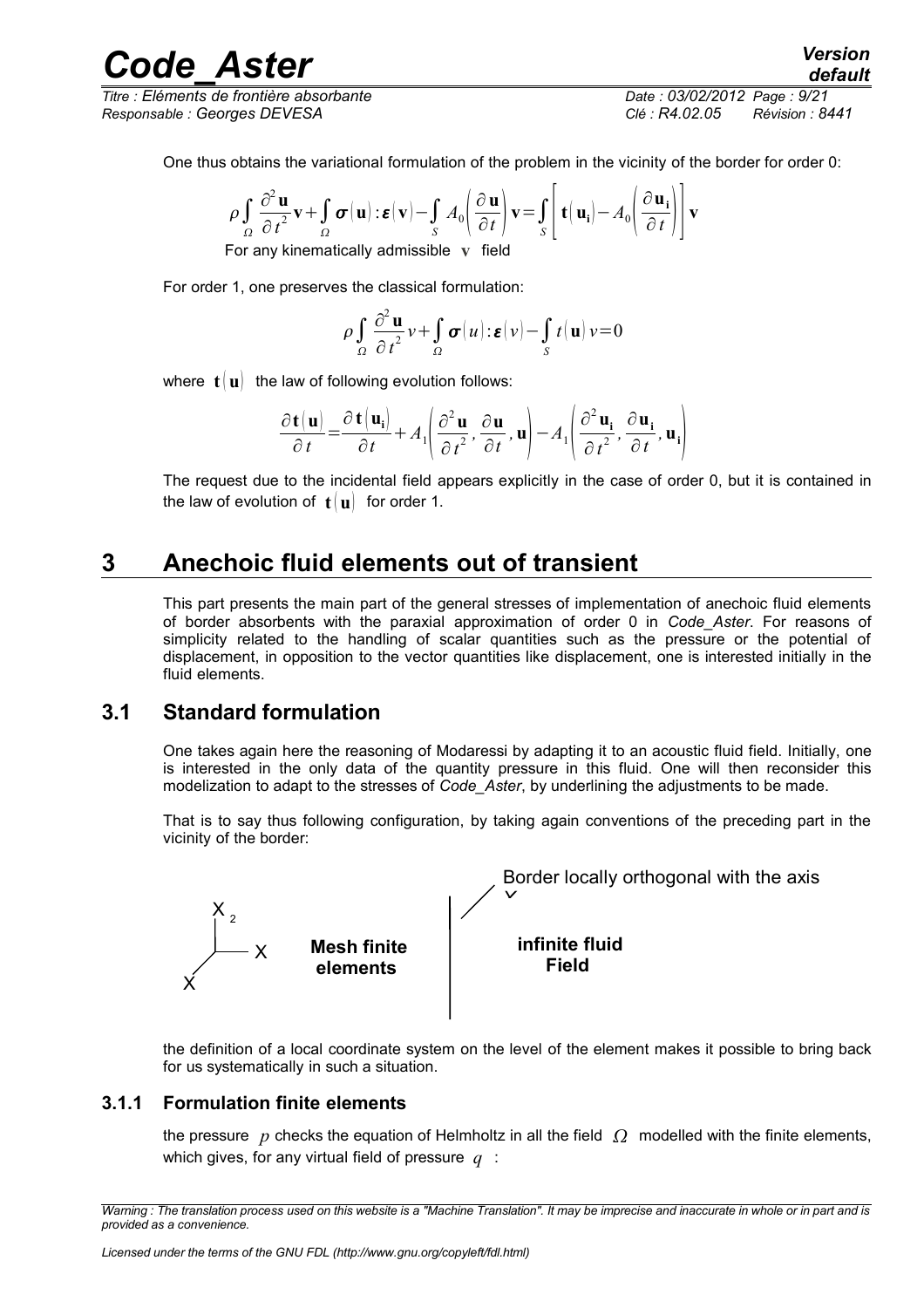One thus obtains the variational formulation of the problem in the vicinity of the border for order 0:

$$\rho \int_{\Omega} \frac{\partial^2 \mathbf{u}}{\partial t^2} \mathbf{v} + \int_{\Omega} \boldsymbol{\sigma}(\mathbf{u}) : \boldsymbol{\varepsilon}(\mathbf{v}) - \int_{S} A_0\left(\frac{\partial \mathbf{u}}{\partial t}\right) \mathbf{v} = \int_{S} \left[ \mathbf{t}(\mathbf{u_i}) - A_0\left(\frac{\partial \mathbf{u_i}}{\partial t}\right) \right] \mathbf{v}$$

For any kinematically admissible $\mathbf{v}$ field

For order 1, one preserves the classical formulation:

$$\rho \int_{\Omega} \frac{\partial^2 \mathbf{u}}{\partial t^2} v + \int_{\Omega} \boldsymbol{\sigma}(u) : \boldsymbol{\varepsilon}(v) - \int_{S} t(\mathbf{u}) v = 0$$

where $\mathbf{t}(\mathbf{u})$ the law of following evolution follows:

$$\frac{\partial \mathbf{t}(\mathbf{u})}{\partial t} = \frac{\partial \mathbf{t}(\mathbf{u_i})}{\partial t} + A_1\left(\frac{\partial^2 \mathbf{u}}{\partial t^2}, \frac{\partial \mathbf{u}}{\partial t}, \mathbf{u}\right) - A_1\left(\frac{\partial^2 \mathbf{u_i}}{\partial t^2}, \frac{\partial \mathbf{u_i}}{\partial t}, \mathbf{u_i}\right)$$

The request due to the incidental field appears explicitly in the case of order 0, but it is contained in the law of evolution of $\mathbf{t}(\mathbf{u})$ for order 1.

# 3 Anechoic fluid elements out of transient

This part presents the main part of the general stresses of implementation of anechoic fluid elements of border absorbents with the paraxial approximation of order 0 in *Code_Aster*. For reasons of simplicity related to the handling of scalar quantities such as the pressure or the potential of displacement, in opposition to the vector quantities like displacement, one is interested initially in the fluid elements.

## 3.1 Standard formulation

One takes again here the reasoning of Modaressi by adapting it to an acoustic fluid field. Initially, one is interested in the only data of the quantity pressure in this fluid. One will then reconsider this modelization to adapt to the stresses of *Code_Aster*, by underlining the adjustments to be made.

That is to say thus following configuration, by taking again conventions of the preceding part in the vicinity of the border:

Border locally orthogonal with the axis

$X_2$ X X **Mesh finite elements** **infinite fluid Field**

the definition of a local coordinate system on the level of the element makes it possible to bring back for us systematically in such a situation.

### 3.1.1 Formulation finite elements

the pressure $p$ checks the equation of Helmholtz in all the field $\Omega$ modelled with the finite elements, which gives, for any virtual field of pressure $q$ :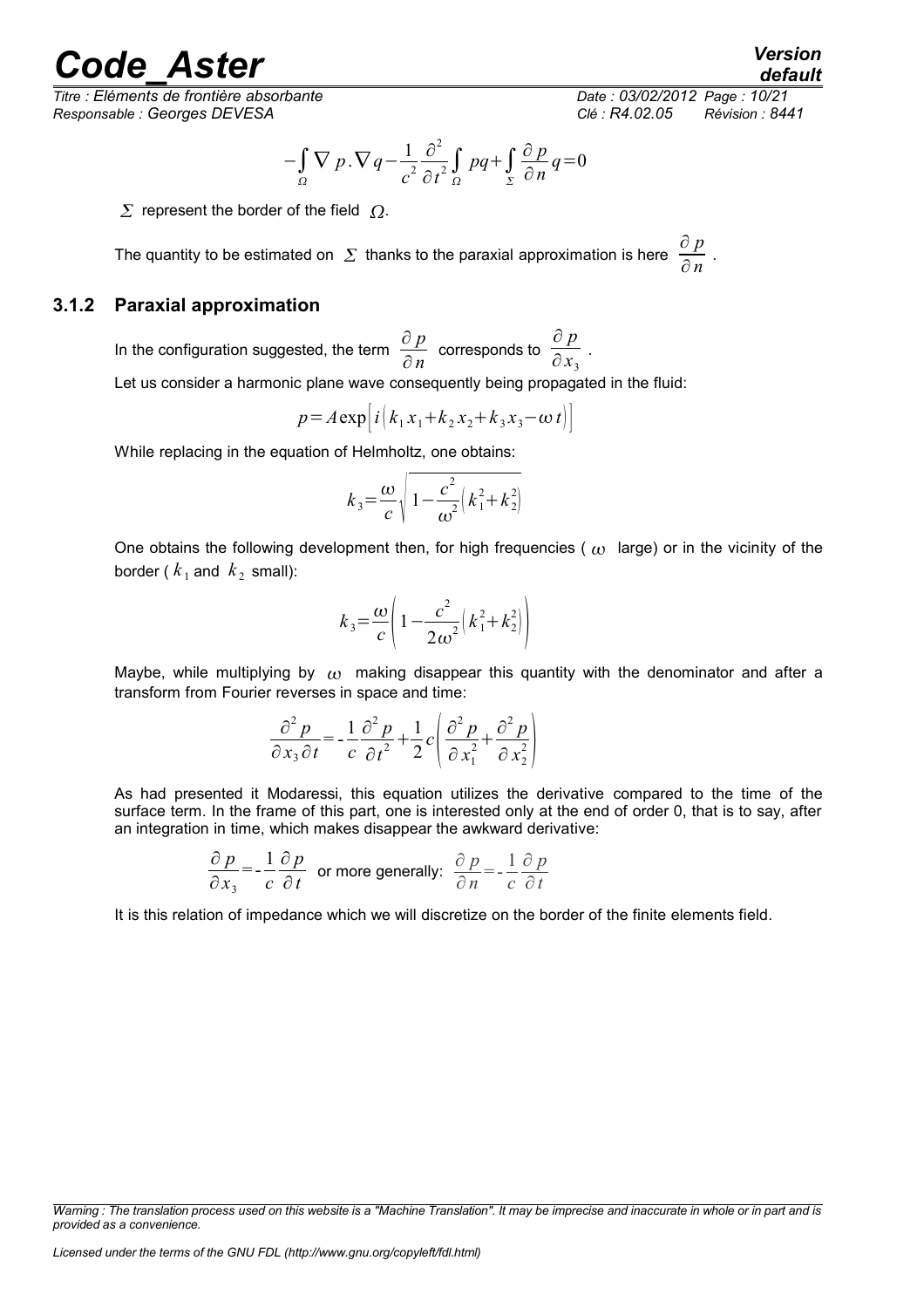$$-\int_{\Omega} \nabla p . \nabla q - \frac{1}{c^2} \frac{\partial^2}{\partial t^2} \int_{\Omega} pq + \int_{\Sigma} \frac{\partial p}{\partial n} q = 0$$

$\Sigma$ represent the border of the field $\Omega$.

The quantity to be estimated on $\Sigma$ thanks to the paraxial approximation is here $\frac{\partial p}{\partial n}$.

### 3.1.2 Paraxial approximation

In the configuration suggested, the term $\frac{\partial p}{\partial n}$ corresponds to $\frac{\partial p}{\partial x_3}$.

Let us consider a harmonic plane wave consequently being propagated in the fluid:

$$p = A \exp\left[ i\left(k_1 x_1 + k_2 x_2 + k_3 x_3 - \omega t\right)\right]$$

While replacing in the equation of Helmholtz, one obtains:

$$k_3 = \frac{\omega}{c} \sqrt{1 - \frac{c^2}{\omega^2}\left(k_1^2 + k_2^2\right)}$$

One obtains the following development then, for high frequencies ( $\omega$ large) or in the vicinity of the border ( $k_1$ and $k_2$ small):

$$k_3 = \frac{\omega}{c}\left(1 - \frac{c^2}{2\omega^2}\left(k_1^2 + k_2^2\right)\right)$$

Maybe, while multiplying by $\omega$ making disappear this quantity with the denominator and after a transform from Fourier reverses in space and time:

$$\frac{\partial^2 p}{\partial x_3 \partial t} = -\frac{1}{c} \frac{\partial^2 p}{\partial t^2} + \frac{1}{2} c \left(\frac{\partial^2 p}{\partial x_1^2} + \frac{\partial^2 p}{\partial x_2^2}\right)$$

As had presented it Modaressi, this equation utilizes the derivative compared to the time of the surface term. In the frame of this part, one is interested only at the end of order 0, that is to say, after an integration in time, which makes disappear the awkward derivative:

$$\frac{\partial p}{\partial x_3} = -\frac{1}{c} \frac{\partial p}{\partial t} \quad \text{or more generally:} \quad \frac{\partial p}{\partial n} = -\frac{1}{c} \frac{\partial p}{\partial t}$$

It is this relation of impedance which we will discretize on the border of the finite elements field.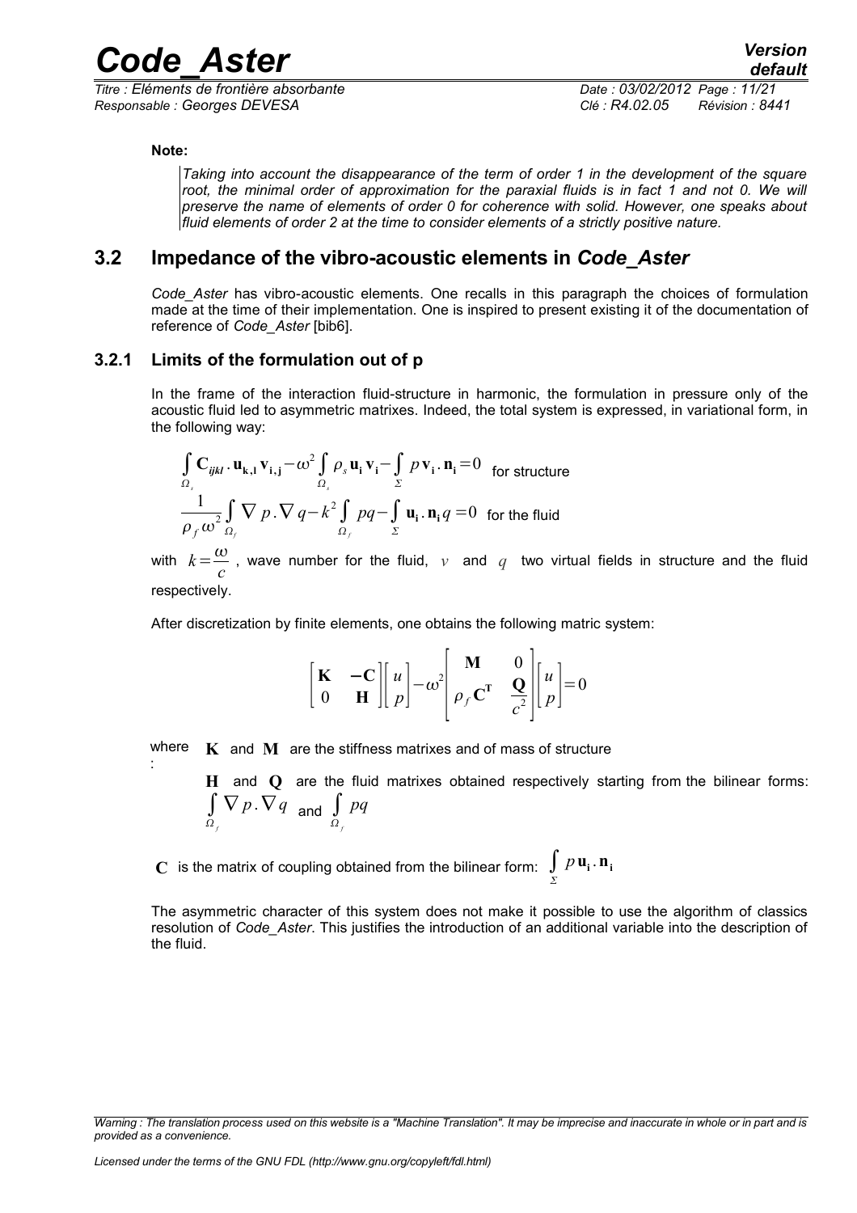**Note:**

*Taking into account the disappearance of the term of order 1 in the development of the square root, the minimal order of approximation for the paraxial fluids is in fact 1 and not 0. We will preserve the name of elements of order 0 for coherence with solid. However, one speaks about fluid elements of order 2 at the time to consider elements of a strictly positive nature.*

## 3.2 Impedance of the vibro-acoustic elements in *Code_Aster*

*Code_Aster* has vibro-acoustic elements. One recalls in this paragraph the choices of formulation made at the time of their implementation. One is inspired to present existing it of the documentation of reference of *Code_Aster* [bib6].

### 3.2.1 Limits of the formulation out of p

In the frame of the interaction fluid-structure in harmonic, the formulation in pressure only of the acoustic fluid led to asymmetric matrixes. Indeed, the total system is expressed, in variational form, in the following way:

$$\int_{\Omega_s} \mathbf{C}_{ijkl} \,.\, \mathbf{u}_{\mathbf{k},\mathbf{l}} \mathbf{v}_{\mathbf{i},\mathbf{j}} - \omega^2 \int_{\Omega_s} \rho_s \mathbf{u}_\mathbf{i} \mathbf{v}_\mathbf{i} - \int_{\Sigma} p \mathbf{v}_\mathbf{i} \,.\, \mathbf{n}_\mathbf{i} = 0 \quad \text{for structure}$$

$$\frac{1}{\rho_f \omega^2} \int_{\Omega_f} \nabla p \,.\, \nabla q - k^2 \int_{\Omega_f} pq - \int_{\Sigma} \mathbf{u}_\mathbf{i} \,.\, \mathbf{n}_\mathbf{i} q = 0 \quad \text{for the fluid}$$

with $k = \dfrac{\omega}{c}$, wave number for the fluid, $v$ and $q$ two virtual fields in structure and the fluid respectively.

After discretization by finite elements, one obtains the following matric system:

$$\begin{bmatrix} \mathbf{K} & -\mathbf{C} \\ 0 & \mathbf{H} \end{bmatrix} \begin{bmatrix} u \\ p \end{bmatrix} - \omega^2 \begin{bmatrix} \mathbf{M} & 0 \\ \rho_f \mathbf{C}^\mathbf{T} & \dfrac{\mathbf{Q}}{c^2} \end{bmatrix} \begin{bmatrix} u \\ p \end{bmatrix} = 0$$

where : $\mathbf{K}$ and $\mathbf{M}$ are the stiffness matrixes and of mass of structure

$\mathbf{H}$ and $\mathbf{Q}$ are the fluid matrixes obtained respectively starting from the bilinear forms: $\int_{\Omega_f} \nabla p \,.\, \nabla q$ and $\int_{\Omega_f} pq$

$\mathbf{C}$ is the matrix of coupling obtained from the bilinear form: $\int_{\Sigma} p \mathbf{u}_\mathbf{i} \,.\, \mathbf{n}_\mathbf{i}$

The asymmetric character of this system does not make it possible to use the algorithm of classics resolution of *Code_Aster*. This justifies the introduction of an additional variable into the description of the fluid.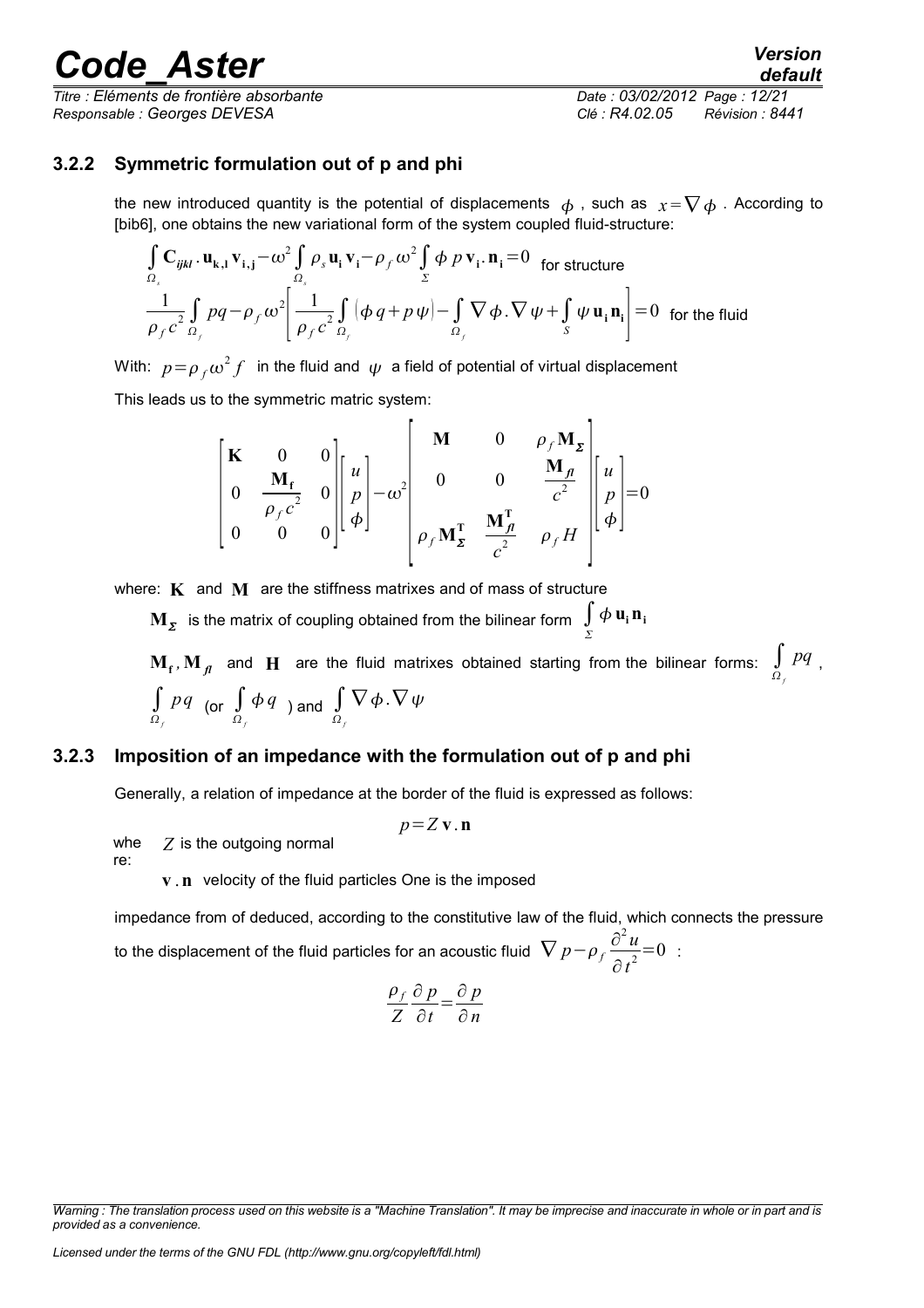### 3.2.2 Symmetric formulation out of p and phi

the new introduced quantity is the potential of displacements $\phi$ , such as $x=\nabla\phi$ . According to [bib6], one obtains the new variational form of the system coupled fluid-structure:

$$\int_{\Omega_s} \mathbf{C}_{ijkl} \cdot \mathbf{u}_{\mathbf{k},\mathbf{l}} \mathbf{v}_{\mathbf{i},\mathbf{j}} - \omega^2 \int_{\Omega_s} \rho_s \mathbf{u}_\mathbf{i} \mathbf{v}_\mathbf{i} - \rho_f \omega^2 \int_\Sigma \phi \, p \, \mathbf{v}_\mathbf{i} . \mathbf{n}_\mathbf{i} = 0 \quad \text{for structure}$$

$$\frac{1}{\rho_f c^2} \int_{\Omega_f} pq - \rho_f \omega^2 \left[ \frac{1}{\rho_f c^2} \int_{\Omega_f} (\phi q + p \psi) - \int_{\Omega_f} \nabla \phi . \nabla \psi + \int_S \psi \mathbf{u}_\mathbf{i} \mathbf{n}_\mathbf{i} \right] = 0 \quad \text{for the fluid}$$

With: $p=\rho_f \omega^2 f$ in the fluid and $\psi$ a field of potential of virtual displacement

This leads us to the symmetric matric system:

$$\begin{bmatrix} \mathbf{K} & 0 & 0 \\ 0 & \dfrac{\mathbf{M_f}}{\rho_f c^2} & 0 \\ 0 & 0 & 0 \end{bmatrix} \begin{bmatrix} u \\ p \\ \phi \end{bmatrix} - \omega^2 \begin{bmatrix} \mathbf{M} & 0 & \rho_f \mathbf{M}_\Sigma \\ 0 & 0 & \dfrac{\mathbf{M}_{fl}}{c^2} \\ \rho_f \mathbf{M}_\Sigma^\mathbf{T} & \dfrac{\mathbf{M}_{fl}^\mathbf{T}}{c^2} & \rho_f H \end{bmatrix} \begin{bmatrix} u \\ p \\ \phi \end{bmatrix} = 0$$

where: $\mathbf{K}$ and $\mathbf{M}$ are the stiffness matrixes and of mass of structure

$\mathbf{M}_\Sigma$ is the matrix of coupling obtained from the bilinear form $\int_\Sigma \phi \, \mathbf{u}_\mathbf{i} \mathbf{n}_\mathbf{i}$

$\mathbf{M_f}, \mathbf{M}_{fl}$ and $\mathbf{H}$ are the fluid matrixes obtained starting from the bilinear forms: $\int_{\Omega_f} pq$ , $\int_{\Omega_f} pq$ (or $\int_{\Omega_f} \phi q$ ) and $\int_{\Omega_f} \nabla \phi . \nabla \psi$

### 3.2.3 Imposition of an impedance with the formulation out of p and phi

Generally, a relation of impedance at the border of the fluid is expressed as follows:

$$p=Z \, \mathbf{v} . \mathbf{n}$$

where: $Z$ is the outgoing normal

$\mathbf{v} . \mathbf{n}$ velocity of the fluid particles One is the imposed

impedance from of deduced, according to the constitutive law of the fluid, which connects the pressure to the displacement of the fluid particles for an acoustic fluid $\nabla p - \rho_f \dfrac{\partial^2 u}{\partial t^2} = 0$ :

$$\frac{\rho_f}{Z} \frac{\partial p}{\partial t} = \frac{\partial p}{\partial n}$$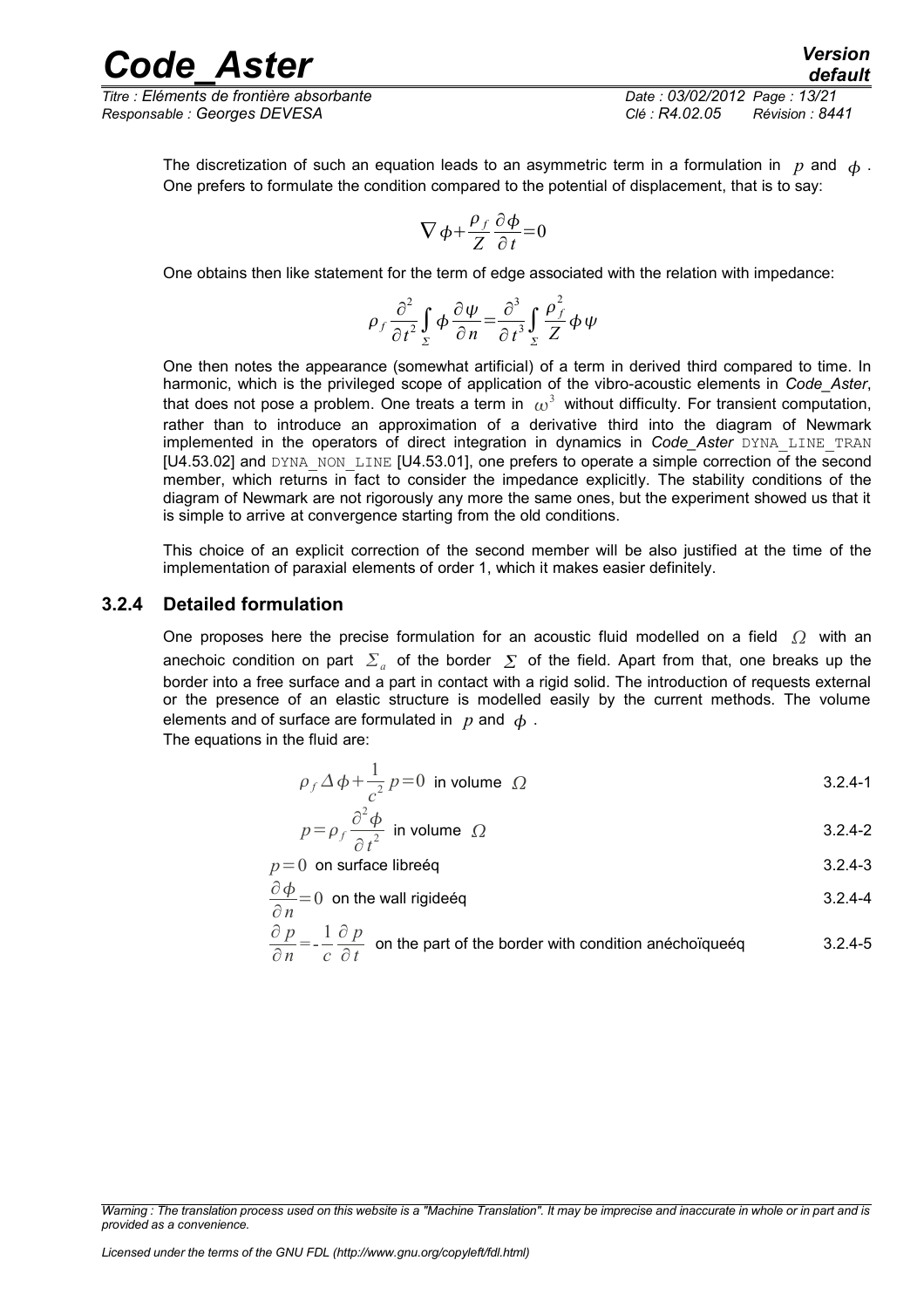The discretization of such an equation leads to an asymmetric term in a formulation in $p$ and $\phi$. One prefers to formulate the condition compared to the potential of displacement, that is to say:

$$\nabla \phi + \frac{\rho_f}{Z} \frac{\partial \phi}{\partial t} = 0$$

One obtains then like statement for the term of edge associated with the relation with impedance:

$$\rho_f \frac{\partial^2}{\partial t^2} \int_{\Sigma} \phi \frac{\partial \psi}{\partial n} = \frac{\partial^3}{\partial t^3} \int_{\Sigma} \frac{\rho_f^2}{Z} \phi \psi$$

One then notes the appearance (somewhat artificial) of a term in derived third compared to time. In harmonic, which is the privileged scope of application of the vibro-acoustic elements in *Code_Aster*, that does not pose a problem. One treats a term in $\omega^3$ without difficulty. For transient computation, rather than to introduce an approximation of a derivative third into the diagram of Newmark implemented in the operators of direct integration in dynamics in *Code_Aster* `DYNA_LINE_TRAN` [U4.53.02] and `DYNA_NON_LINE` [U4.53.01], one prefers to operate a simple correction of the second member, which returns in fact to consider the impedance explicitly. The stability conditions of the diagram of Newmark are not rigorously any more the same ones, but the experiment showed us that it is simple to arrive at convergence starting from the old conditions.

This choice of an explicit correction of the second member will be also justified at the time of the implementation of paraxial elements of order 1, which it makes easier definitely.

### 3.2.4 Detailed formulation

One proposes here the precise formulation for an acoustic fluid modelled on a field $\Omega$ with an anechoic condition on part $\Sigma_a$ of the border $\Sigma$ of the field. Apart from that, one breaks up the border into a free surface and a part in contact with a rigid solid. The introduction of requests external or the presence of an elastic structure is modelled easily by the current methods. The volume elements and of surface are formulated in $p$ and $\phi$.

The equations in the fluid are:

$$\rho_f \Delta \phi + \frac{1}{c^2} p = 0 \text{ in volume } \Omega \qquad 3.2.4\text{-}1$$

$$p = \rho_f \frac{\partial^2 \phi}{\partial t^2} \text{ in volume } \Omega \qquad 3.2.4\text{-}2$$

$$p = 0 \text{ on surface libreéq} \qquad 3.2.4\text{-}3$$

$$\frac{\partial \phi}{\partial n} = 0 \text{ on the wall rigideéq} \qquad 3.2.4\text{-}4$$

$$\frac{\partial p}{\partial n} = -\frac{1}{c} \frac{\partial p}{\partial t} \text{ on the part of the border with condition anéchoïqueéq} \qquad 3.2.4\text{-}5$$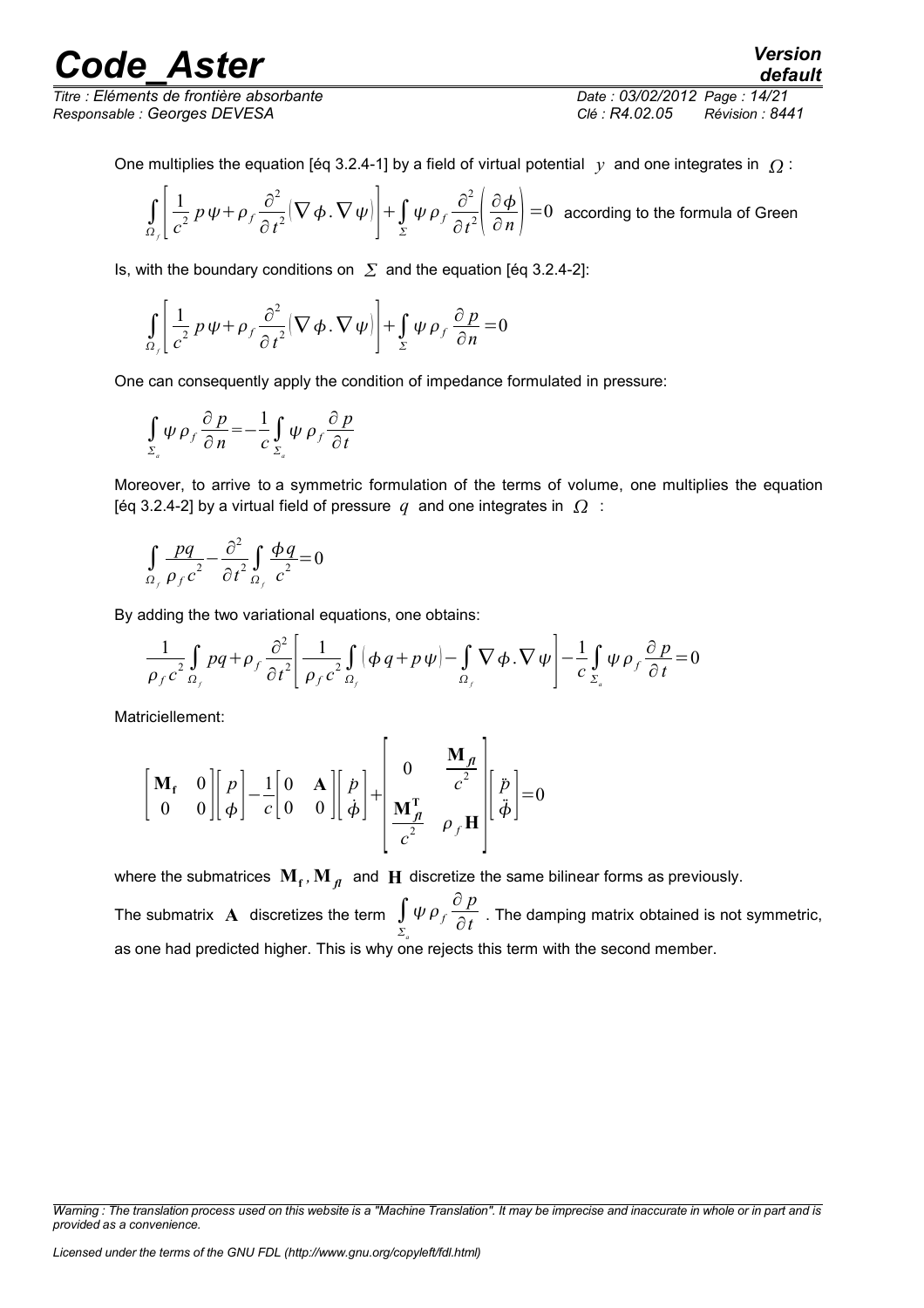One multiplies the equation [éq 3.2.4-1] by a field of virtual potential $y$ and one integrates in $\Omega$ :

$$\int_{\Omega_f}\left[\frac{1}{c^2}p\psi+\rho_f\frac{\partial^2}{\partial t^2}(\nabla\phi.\nabla\psi)\right]+\int_{\Sigma}\psi\rho_f\frac{\partial^2}{\partial t^2}\left(\frac{\partial\phi}{\partial n}\right)=0$$ according to the formula of Green

Is, with the boundary conditions on $\Sigma$ and the equation [éq 3.2.4-2]:

$$\int_{\Omega_f}\left[\frac{1}{c^2}p\psi+\rho_f\frac{\partial^2}{\partial t^2}(\nabla\phi.\nabla\psi)\right]+\int_{\Sigma}\psi\rho_f\frac{\partial p}{\partial n}=0$$

One can consequently apply the condition of impedance formulated in pressure:

$$\int_{\Sigma_a}\psi\rho_f\frac{\partial p}{\partial n}=-\frac{1}{c}\int_{\Sigma_a}\psi\rho_f\frac{\partial p}{\partial t}$$

Moreover, to arrive to a symmetric formulation of the terms of volume, one multiplies the equation [éq 3.2.4-2] by a virtual field of pressure $q$ and one integrates in $\Omega$ :

$$\int_{\Omega_f}\frac{pq}{\rho_f c^2}-\frac{\partial^2}{\partial t^2}\int_{\Omega_f}\frac{\phi q}{c^2}=0$$

By adding the two variational equations, one obtains:

$$\frac{1}{\rho_f c^2}\int_{\Omega_f}pq+\rho_f\frac{\partial^2}{\partial t^2}\left[\frac{1}{\rho_f c^2}\int_{\Omega_f}(\phi q+p\psi)-\int_{\Omega_f}\nabla\phi.\nabla\psi\right]-\frac{1}{c}\int_{\Sigma_a}\psi\rho_f\frac{\partial p}{\partial t}=0$$

Matriciellement:

$$\begin{bmatrix}\mathbf{M_f} & 0\\ 0 & 0\end{bmatrix}\begin{bmatrix}p\\ \phi\end{bmatrix}-\frac{1}{c}\begin{bmatrix}0 & \mathbf{A}\\ 0 & 0\end{bmatrix}\begin{bmatrix}\dot{p}\\ \dot{\phi}\end{bmatrix}+\begin{bmatrix}0 & \dfrac{\mathbf{M_{fl}}}{c^2}\\ \dfrac{\mathbf{M_{fl}^T}}{c^2} & \rho_f\mathbf{H}\end{bmatrix}\begin{bmatrix}\ddot{p}\\ \ddot{\phi}\end{bmatrix}=0$$

where the submatrices $\mathbf{M_f}, \mathbf{M_{fl}}$ and $\mathbf{H}$ discretize the same bilinear forms as previously.

The submatrix $\mathbf{A}$ discretizes the term $\int_{\Sigma_a}\psi\rho_f\frac{\partial p}{\partial t}$. The damping matrix obtained is not symmetric, as one had predicted higher. This is why one rejects this term with the second member.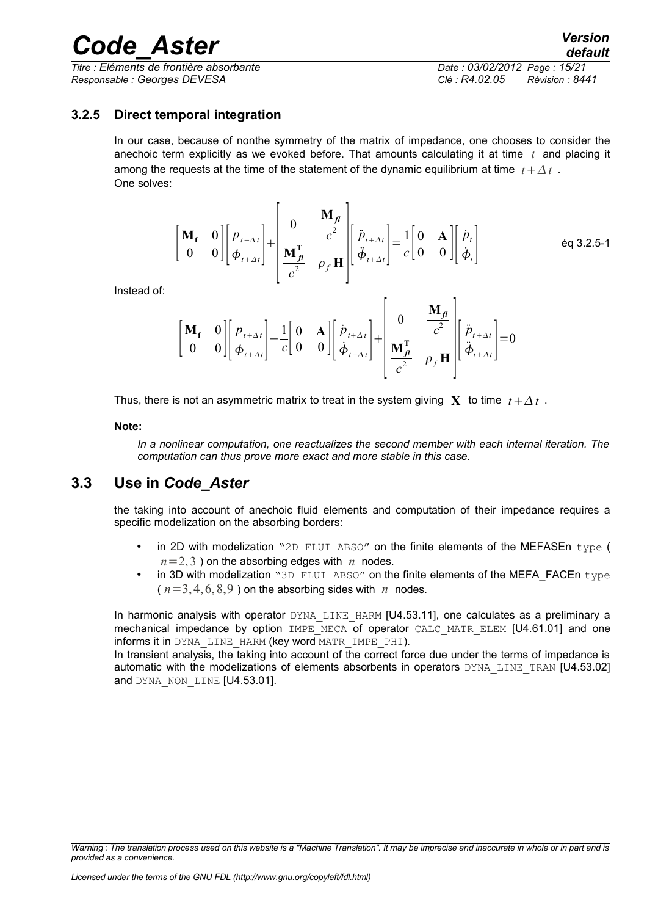### 3.2.5 Direct temporal integration

In our case, because of nonthe symmetry of the matrix of impedance, one chooses to consider the anechoic term explicitly as we evoked before. That amounts calculating it at time $t$ and placing it among the requests at the time of the statement of the dynamic equilibrium at time $t+\Delta t$ .
One solves:

$$\begin{bmatrix} \mathbf{M_f} & 0 \\ 0 & 0 \end{bmatrix} \begin{bmatrix} p_{t+\Delta t} \\ \phi_{t+\Delta t} \end{bmatrix} + \begin{bmatrix} 0 & \dfrac{\mathbf{M}_{fl}}{c^2} \\ \dfrac{\mathbf{M}_{fl}^{\mathbf{T}}}{c^2} & \rho_f \mathbf{H} \end{bmatrix} \begin{bmatrix} \ddot{p}_{t+\Delta t} \\ \ddot{\phi}_{t+\Delta t} \end{bmatrix} = \frac{1}{c} \begin{bmatrix} 0 & \mathbf{A} \\ 0 & 0 \end{bmatrix} \begin{bmatrix} \dot{p}_t \\ \dot{\phi}_t \end{bmatrix} \quad \text{éq 3.2.5-1}$$

Instead of:

$$\begin{bmatrix} \mathbf{M_f} & 0 \\ 0 & 0 \end{bmatrix} \begin{bmatrix} p_{t+\Delta t} \\ \phi_{t+\Delta t} \end{bmatrix} - \frac{1}{c} \begin{bmatrix} 0 & \mathbf{A} \\ 0 & 0 \end{bmatrix} \begin{bmatrix} \dot{p}_{t+\Delta t} \\ \dot{\phi}_{t+\Delta t} \end{bmatrix} + \begin{bmatrix} 0 & \dfrac{\mathbf{M}_{fl}}{c^2} \\ \dfrac{\mathbf{M}_{fl}^{\mathbf{T}}}{c^2} & \rho_f \mathbf{H} \end{bmatrix} \begin{bmatrix} \ddot{p}_{t+\Delta t} \\ \ddot{\phi}_{t+\Delta t} \end{bmatrix} = 0$$

Thus, there is not an asymmetric matrix to treat in the system giving $\mathbf{X}$ to time $t+\Delta t$ .

**Note:**

*In a nonlinear computation, one reactualizes the second member with each internal iteration. The computation can thus prove more exact and more stable in this case.*

## 3.3 Use in *Code_Aster*

the taking into account of anechoic fluid elements and computation of their impedance requires a specific modelization on the absorbing borders:

- in 2D with modelization "2D_FLUI_ABSO" on the finite elements of the MEFASEn type ( $n=2,3$ ) on the absorbing edges with $n$ nodes.
- in 3D with modelization "3D_FLUI_ABSO" on the finite elements of the MEFA_FACEn type ( $n=3,4,6,8,9$ ) on the absorbing sides with $n$ nodes.

In harmonic analysis with operator DYNA_LINE_HARM [U4.53.11], one calculates as a preliminary a mechanical impedance by option IMPE_MECA of operator CALC_MATR_ELEM [U4.61.01] and one informs it in DYNA_LINE_HARM (key word MATR_IMPE_PHI).
In transient analysis, the taking into account of the correct force due under the terms of impedance is automatic with the modelizations of elements absorbents in operators DYNA_LINE_TRAN [U4.53.02] and DYNA_NON_LINE [U4.53.01].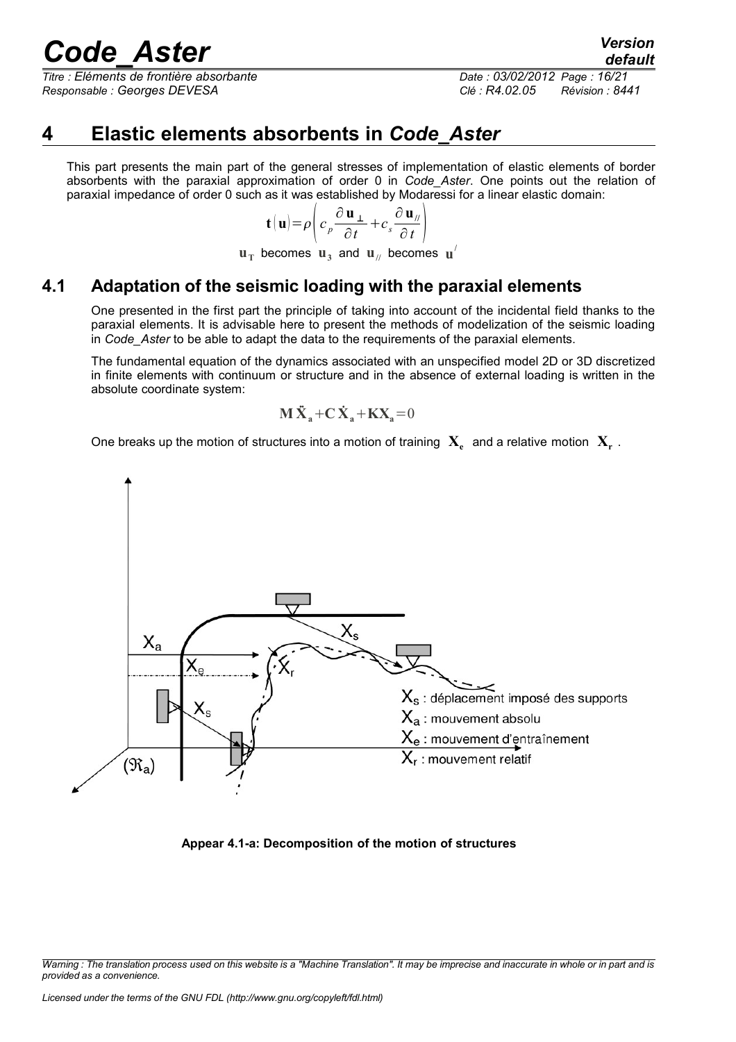# 4 Elastic elements absorbents in *Code_Aster*

This part presents the main part of the general stresses of implementation of elastic elements of border absorbents with the paraxial approximation of order 0 in *Code_Aster*. One points out the relation of paraxial impedance of order 0 such as it was established by Modaressi for a linear elastic domain:

$$\mathbf{t}(\mathbf{u})=\rho\left(c_p\frac{\partial\mathbf{u}_\perp}{\partial t}+c_s\frac{\partial\mathbf{u}_{//}}{\partial t}\right)$$

$\mathbf{u}_\mathbf{T}$ becomes $\mathbf{u}_3$ and $\mathbf{u}_{//}$ becomes $\mathbf{u}^{/}$

## 4.1 Adaptation of the seismic loading with the paraxial elements

One presented in the first part the principle of taking into account of the incidental field thanks to the paraxial elements. It is advisable here to present the methods of modelization of the seismic loading in *Code_Aster* to be able to adapt the data to the requirements of the paraxial elements.

The fundamental equation of the dynamics associated with an unspecified model 2D or 3D discretized in finite elements with continuum or structure and in the absence of external loading is written in the absolute coordinate system:

$$\mathbf{M}\ddot{\mathbf{X}}_\mathbf{a}+\mathbf{C}\dot{\mathbf{X}}_\mathbf{a}+\mathbf{K}\mathbf{X}_\mathbf{a}=0$$

One breaks up the motion of structures into a motion of training $\mathbf{X}_\mathbf{e}$ and a relative motion $\mathbf{X}_\mathbf{r}$ .

$X_s$ : déplacement imposé des supports

$X_a$ : mouvement absolu

$X_e$ : mouvement d'entraînement

$X_r$ : mouvement relatif

**Appear 4.1-a: Decomposition of the motion of structures**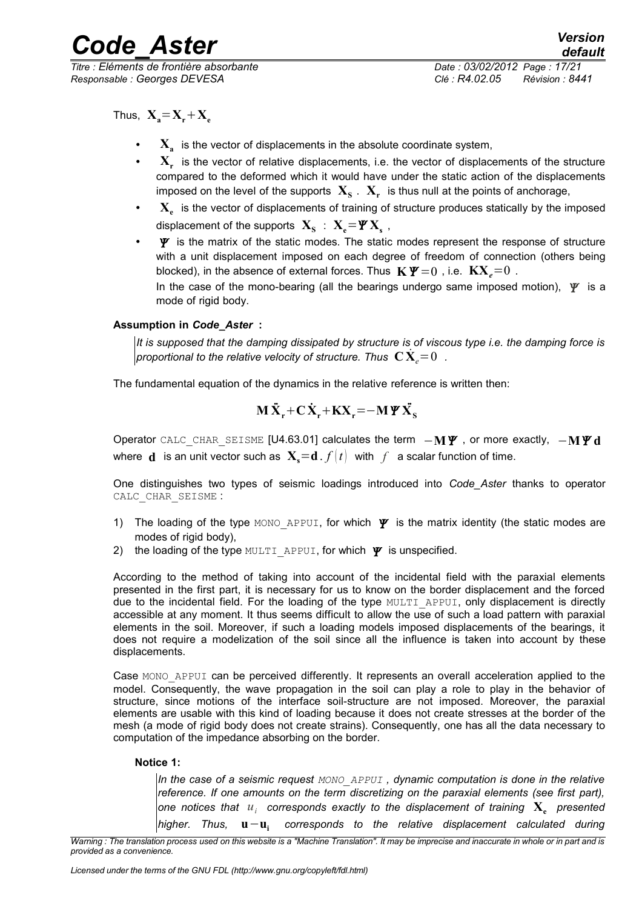Thus, $\mathbf{X_a} = \mathbf{X_r} + \mathbf{X_e}$

- $\mathbf{X_a}$ is the vector of displacements in the absolute coordinate system,
- $\mathbf{X_r}$ is the vector of relative displacements, i.e. the vector of displacements of the structure compared to the deformed which it would have under the static action of the displacements imposed on the level of the supports $\mathbf{X_S}$ . $\mathbf{X_r}$ is thus null at the points of anchorage,
- $\mathbf{X_e}$ is the vector of displacements of training of structure produces statically by the imposed displacement of the supports $\mathbf{X_S}$ : $\mathbf{X_e} = \mathbf{\Psi} \mathbf{X_s}$ ,
- $\mathbf{\Psi}$ is the matrix of the static modes. The static modes represent the response of structure with a unit displacement imposed on each degree of freedom of connection (others being blocked), in the absence of external forces. Thus $\mathbf{K}\mathbf{\Psi} = 0$ , i.e. $\mathbf{K}\mathbf{X}_e = 0$ .

  In the case of the mono-bearing (all the bearings undergo same imposed motion), $\mathbf{\Psi}$ is a mode of rigid body.

**Assumption in *Code_Aster* :**

*It is supposed that the damping dissipated by structure is of viscous type i.e. the damping force is proportional to the relative velocity of structure. Thus* $\mathbf{C}\dot{\mathbf{X}}_e = 0$ *.*

The fundamental equation of the dynamics in the relative reference is written then:

$$\mathbf{M}\ddot{\mathbf{X}}_\mathbf{r} + \mathbf{C}\dot{\mathbf{X}}_\mathbf{r} + \mathbf{K}\mathbf{X}_\mathbf{r} = -\mathbf{M}\mathbf{\Psi}\ddot{\mathbf{X}}_\mathbf{S}$$

Operator CALC_CHAR_SEISME [U4.63.01] calculates the term $-\mathbf{M}\mathbf{\Psi}$ , or more exactly, $-\mathbf{M}\mathbf{\Psi}\mathbf{d}$ where $\mathbf{d}$ is an unit vector such as $\mathbf{X_s} = \mathbf{d} . f(t)$ with $f$ a scalar function of time.

One distinguishes two types of seismic loadings introduced into *Code_Aster* thanks to operator CALC_CHAR_SEISME :

1) The loading of the type MONO_APPUI, for which $\mathbf{\Psi}$ is the matrix identity (the static modes are modes of rigid body),
2) the loading of the type MULTI_APPUI, for which $\mathbf{\Psi}$ is unspecified.

According to the method of taking into account of the incidental field with the paraxial elements presented in the first part, it is necessary for us to know on the border displacement and the forced due to the incidental field. For the loading of the type MULTI_APPUI, only displacement is directly accessible at any moment. It thus seems difficult to allow the use of such a load pattern with paraxial elements in the soil. Moreover, if such a loading models imposed displacements of the bearings, it does not require a modelization of the soil since all the influence is taken into account by these displacements.

Case MONO_APPUI can be perceived differently. It represents an overall acceleration applied to the model. Consequently, the wave propagation in the soil can play a role to play in the behavior of structure, since motions of the interface soil-structure are not imposed. Moreover, the paraxial elements are usable with this kind of loading because it does not create stresses at the border of the mesh (a mode of rigid body does not create strains). Consequently, one has all the data necessary to computation of the impedance absorbing on the border.

**Notice 1:**

*In the case of a seismic request MONO_APPUI , dynamic computation is done in the relative reference. If one amounts on the term discretizing on the paraxial elements (see first part), one notices that* $u_i$ *corresponds exactly to the displacement of training* $\mathbf{X_e}$ *presented higher. Thus,* $\mathbf{u} - \mathbf{u_i}$ *corresponds to the relative displacement calculated during*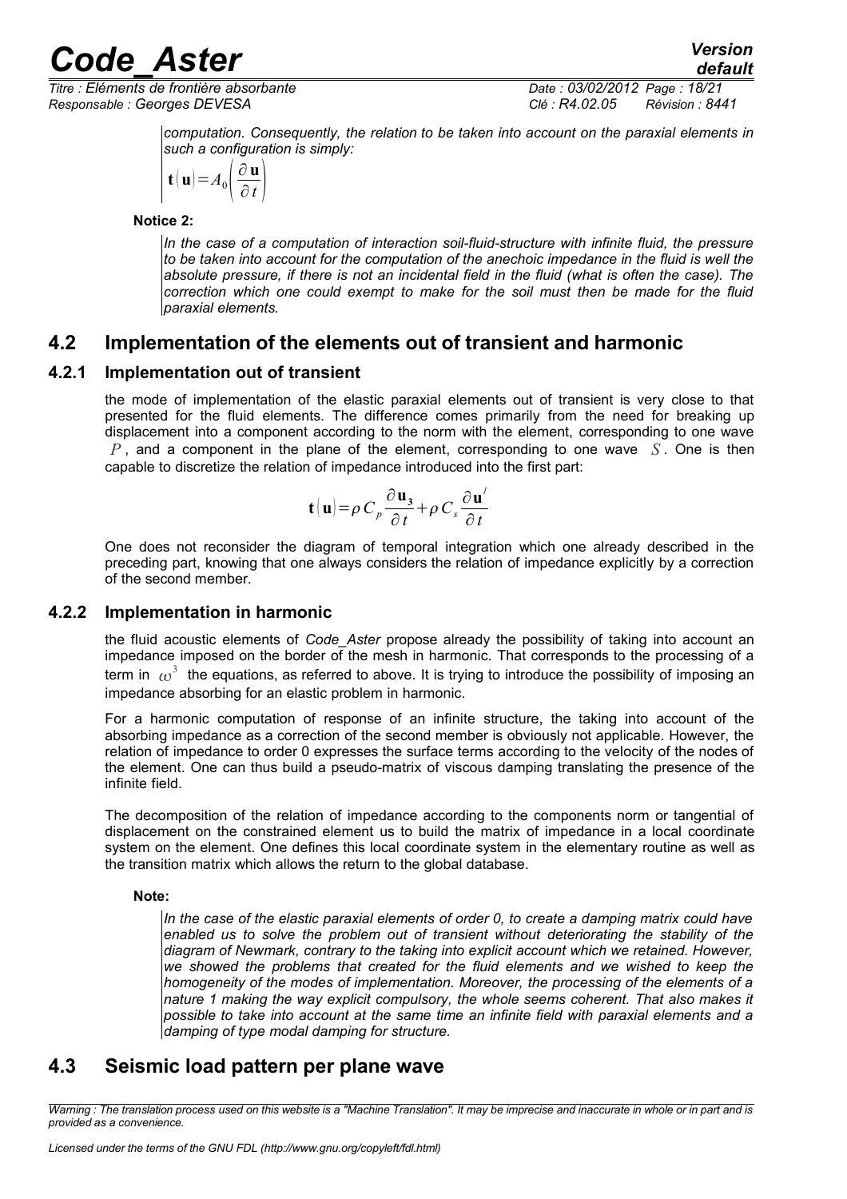*computation. Consequently, the relation to be taken into account on the paraxial elements in such a configuration is simply:*

$$\mathbf{t}(\mathbf{u}) = A_0\left(\frac{\partial \mathbf{u}}{\partial t}\right)$$

**Notice 2:**

*In the case of a computation of interaction soil-fluid-structure with infinite fluid, the pressure to be taken into account for the computation of the anechoic impedance in the fluid is well the absolute pressure, if there is not an incidental field in the fluid (what is often the case). The correction which one could exempt to make for the soil must then be made for the fluid paraxial elements.*

## 4.2 Implementation of the elements out of transient and harmonic

### 4.2.1 Implementation out of transient

the mode of implementation of the elastic paraxial elements out of transient is very close to that presented for the fluid elements. The difference comes primarily from the need for breaking up displacement into a component according to the norm with the element, corresponding to one wave $P$, and a component in the plane of the element, corresponding to one wave $S$. One is then capable to discretize the relation of impedance introduced into the first part:

$$\mathbf{t}(\mathbf{u}) = \rho C_p \frac{\partial \mathbf{u_3}}{\partial t} + \rho C_s \frac{\partial \mathbf{u}^{/}}{\partial t}$$

One does not reconsider the diagram of temporal integration which one already described in the preceding part, knowing that one always considers the relation of impedance explicitly by a correction of the second member.

### 4.2.2 Implementation in harmonic

the fluid acoustic elements of *Code_Aster* propose already the possibility of taking into account an impedance imposed on the border of the mesh in harmonic. That corresponds to the processing of a term in $\omega^3$ the equations, as referred to above. It is trying to introduce the possibility of imposing an impedance absorbing for an elastic problem in harmonic.

For a harmonic computation of response of an infinite structure, the taking into account of the absorbing impedance as a correction of the second member is obviously not applicable. However, the relation of impedance to order 0 expresses the surface terms according to the velocity of the nodes of the element. One can thus build a pseudo-matrix of viscous damping translating the presence of the infinite field.

The decomposition of the relation of impedance according to the components norm or tangential of displacement on the constrained element us to build the matrix of impedance in a local coordinate system on the element. One defines this local coordinate system in the elementary routine as well as the transition matrix which allows the return to the global database.

**Note:**

*In the case of the elastic paraxial elements of order 0, to create a damping matrix could have enabled us to solve the problem out of transient without deteriorating the stability of the diagram of Newmark, contrary to the taking into explicit account which we retained. However, we showed the problems that created for the fluid elements and we wished to keep the homogeneity of the modes of implementation. Moreover, the processing of the elements of a nature 1 making the way explicit compulsory, the whole seems coherent. That also makes it possible to take into account at the same time an infinite field with paraxial elements and a damping of type modal damping for structure.*

## 4.3 Seismic load pattern per plane wave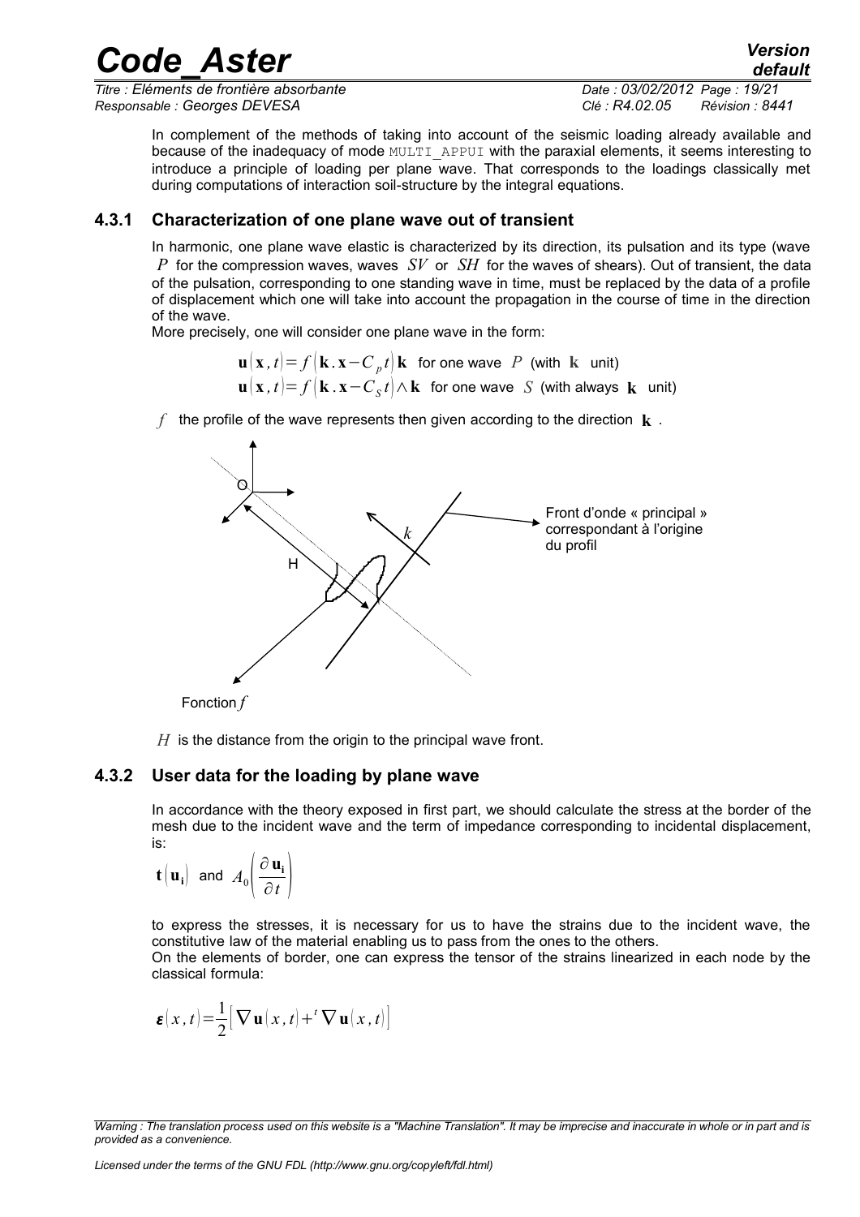In complement of the methods of taking into account of the seismic loading already available and because of the inadequacy of mode MULTI_APPUI with the paraxial elements, it seems interesting to introduce a principle of loading per plane wave. That corresponds to the loadings classically met during computations of interaction soil-structure by the integral equations.

### 4.3.1 Characterization of one plane wave out of transient

In harmonic, one plane wave elastic is characterized by its direction, its pulsation and its type (wave $P$ for the compression waves, waves $SV$ or $SH$ for the waves of shears). Out of transient, the data of the pulsation, corresponding to one standing wave in time, must be replaced by the data of a profile of displacement which one will take into account the propagation in the course of time in the direction of the wave.

More precisely, one will consider one plane wave in the form:

$$\mathbf{u}(\mathbf{x},t)=f(\mathbf{k}.\mathbf{x}-C_p t)\mathbf{k} \text{ for one wave } P \text{ (with } \mathbf{k} \text{ unit)}$$

$$\mathbf{u}(\mathbf{x},t)=f(\mathbf{k}.\mathbf{x}-C_S t)\wedge\mathbf{k} \text{ for one wave } S \text{ (with always } \mathbf{k} \text{ unit)}$$

$f$ the profile of the wave represents then given according to the direction $\mathbf{k}$.

Front d'onde « principal » correspondant à l'origine du profil

Fonction $f$

$H$ is the distance from the origin to the principal wave front.

### 4.3.2 User data for the loading by plane wave

In accordance with the theory exposed in first part, we should calculate the stress at the border of the mesh due to the incident wave and the term of impedance corresponding to incidental displacement, is:

$$\mathbf{t}(\mathbf{u_i}) \text{ and } A_0\left(\frac{\partial \mathbf{u_i}}{\partial t}\right)$$

to express the stresses, it is necessary for us to have the strains due to the incident wave, the constitutive law of the material enabling us to pass from the ones to the others.

On the elements of border, one can express the tensor of the strains linearized in each node by the classical formula:

$$\boldsymbol{\varepsilon}(x,t)=\frac{1}{2}\left[\nabla\mathbf{u}(x,t)+{}^t\nabla\mathbf{u}(x,t)\right]$$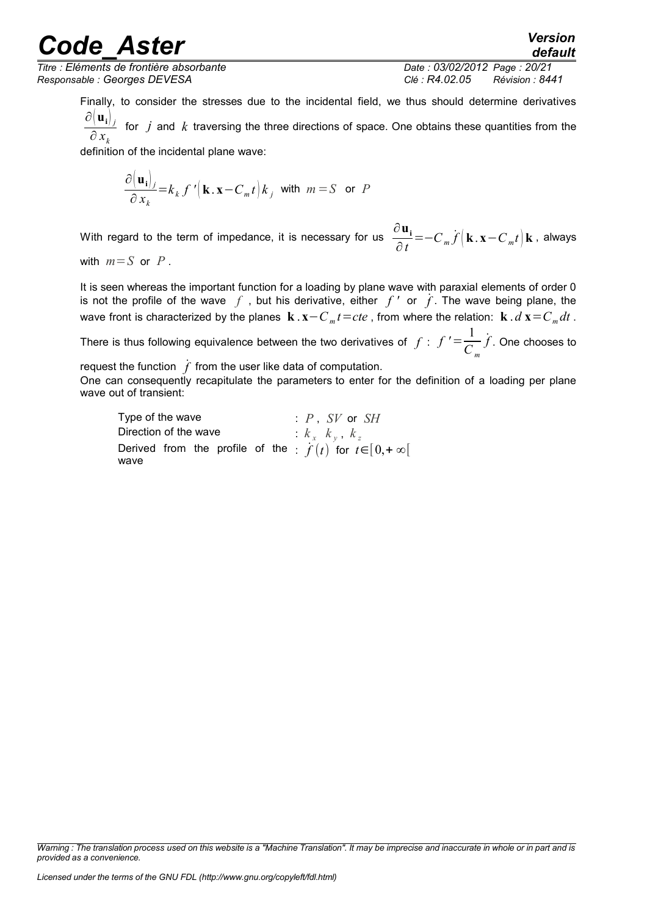Finally, to consider the stresses due to the incidental field, we thus should determine derivatives $\frac{\partial (\mathbf{u_i})_j}{\partial x_k}$ for $j$ and $k$ traversing the three directions of space. One obtains these quantities from the definition of the incidental plane wave:

$$\frac{\partial (\mathbf{u_i})_j}{\partial x_k} = k_k f'\left(\mathbf{k}.\mathbf{x} - C_m t\right) k_j \text{ with } m = S \text{ or } P$$

With regard to the term of impedance, it is necessary for us $\frac{\partial \mathbf{u_i}}{\partial t} = -C_m \dot{f}\left(\mathbf{k}.\mathbf{x} - C_m t\right) \mathbf{k}$, always with $m = S$ or $P$.

It is seen whereas the important function for a loading by plane wave with paraxial elements of order 0 is not the profile of the wave $f$, but his derivative, either $f'$ or $\dot{f}$. The wave being plane, the wave front is characterized by the planes $\mathbf{k}.\mathbf{x} - C_m t = cte$, from where the relation: $\mathbf{k}.d\,\mathbf{x} = C_m dt$.

There is thus following equivalence between the two derivatives of $f$ : $f' = \frac{1}{C_m} \dot{f}$. One chooses to request the function $\dot{f}$ from the user like data of computation.

One can consequently recapitulate the parameters to enter for the definition of a loading per plane wave out of transient:

| | |
|---|---|
| Type of the wave | : $P$, $SV$ or $SH$ |
| Direction of the wave | : $k_x$ $k_y$, $k_z$ |
| Derived from the profile of the wave | : $\dot{f}(t)$ for $t \in [0, +\infty[$ |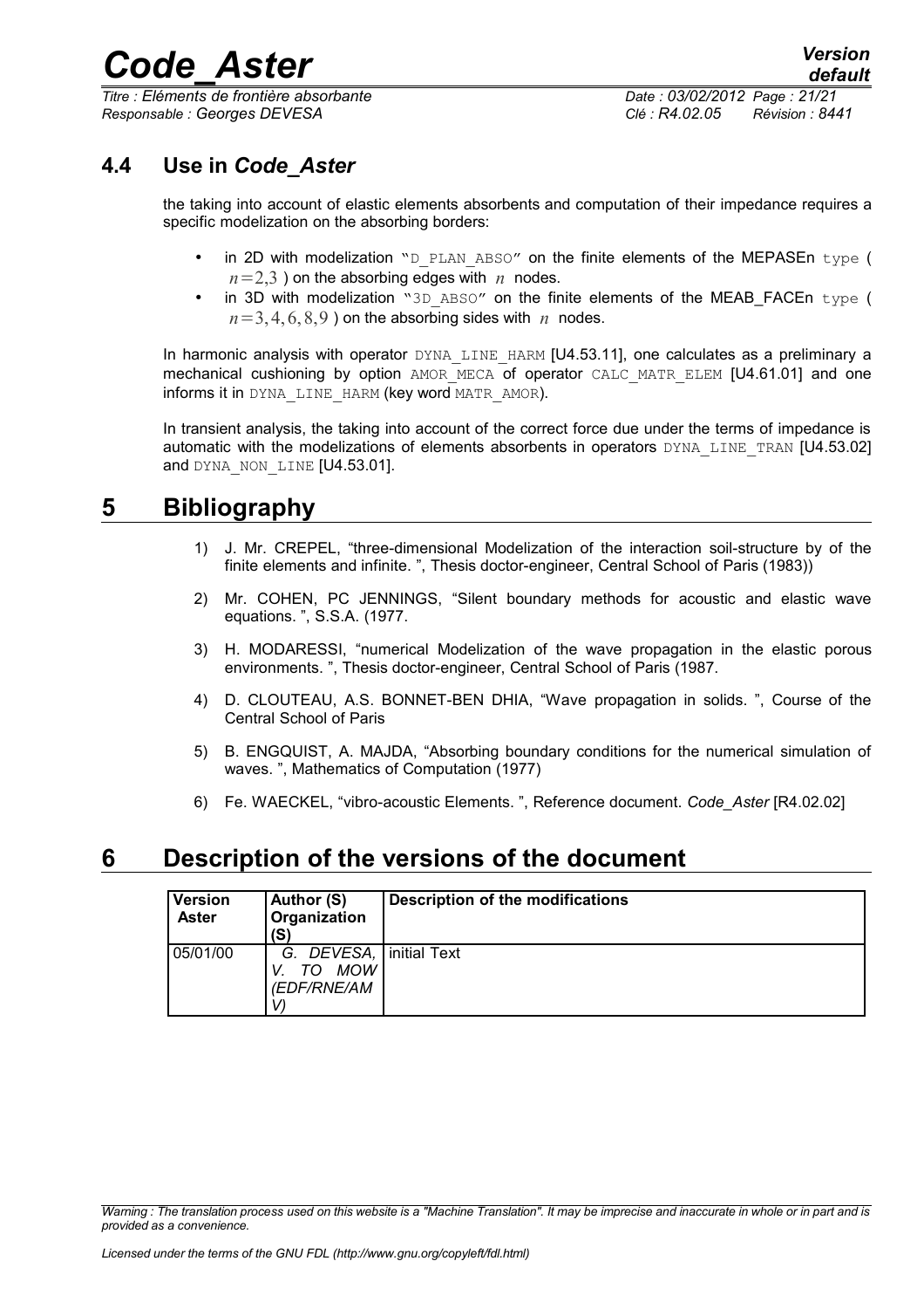## 4.4 Use in *Code_Aster*

the taking into account of elastic elements absorbents and computation of their impedance requires a specific modelization on the absorbing borders:

- in 2D with modelization "D_PLAN_ABSO" on the finite elements of the MEPASEn type ( $n=2,3$ ) on the absorbing edges with $n$ nodes.
- in 3D with modelization "3D_ABSO" on the finite elements of the MEAB_FACEn type ( $n=3,4,6,8,9$ ) on the absorbing sides with $n$ nodes.

In harmonic analysis with operator DYNA_LINE_HARM [U4.53.11], one calculates as a preliminary a mechanical cushioning by option AMOR_MECA of operator CALC_MATR_ELEM [U4.61.01] and one informs it in DYNA_LINE_HARM (key word MATR_AMOR).

In transient analysis, the taking into account of the correct force due under the terms of impedance is automatic with the modelizations of elements absorbents in operators DYNA_LINE_TRAN [U4.53.02] and DYNA_NON_LINE [U4.53.01].

# 5 Bibliography

1) J. Mr. CREPEL, "three-dimensional Modelization of the interaction soil-structure by of the finite elements and infinite. ", Thesis doctor-engineer, Central School of Paris (1983))

2) Mr. COHEN, PC JENNINGS, "Silent boundary methods for acoustic and elastic wave equations. ", S.S.A. (1977.

3) H. MODARESSI, "numerical Modelization of the wave propagation in the elastic porous environments. ", Thesis doctor-engineer, Central School of Paris (1987.

4) D. CLOUTEAU, A.S. BONNET-BEN DHIA, "Wave propagation in solids. ", Course of the Central School of Paris

5) B. ENGQUIST, A. MAJDA, "Absorbing boundary conditions for the numerical simulation of waves. ", Mathematics of Computation (1977)

6) Fe. WAECKEL, "vibro-acoustic Elements. ", Reference document. *Code_Aster* [R4.02.02]

# 6 Description of the versions of the document

| Version Aster | Author (S) Organization (S) | Description of the modifications |
|---|---|---|
| 05/01/00 | *G. DEVESA, V. TO MOW (EDF/RNE/AMV)* | initial Text |